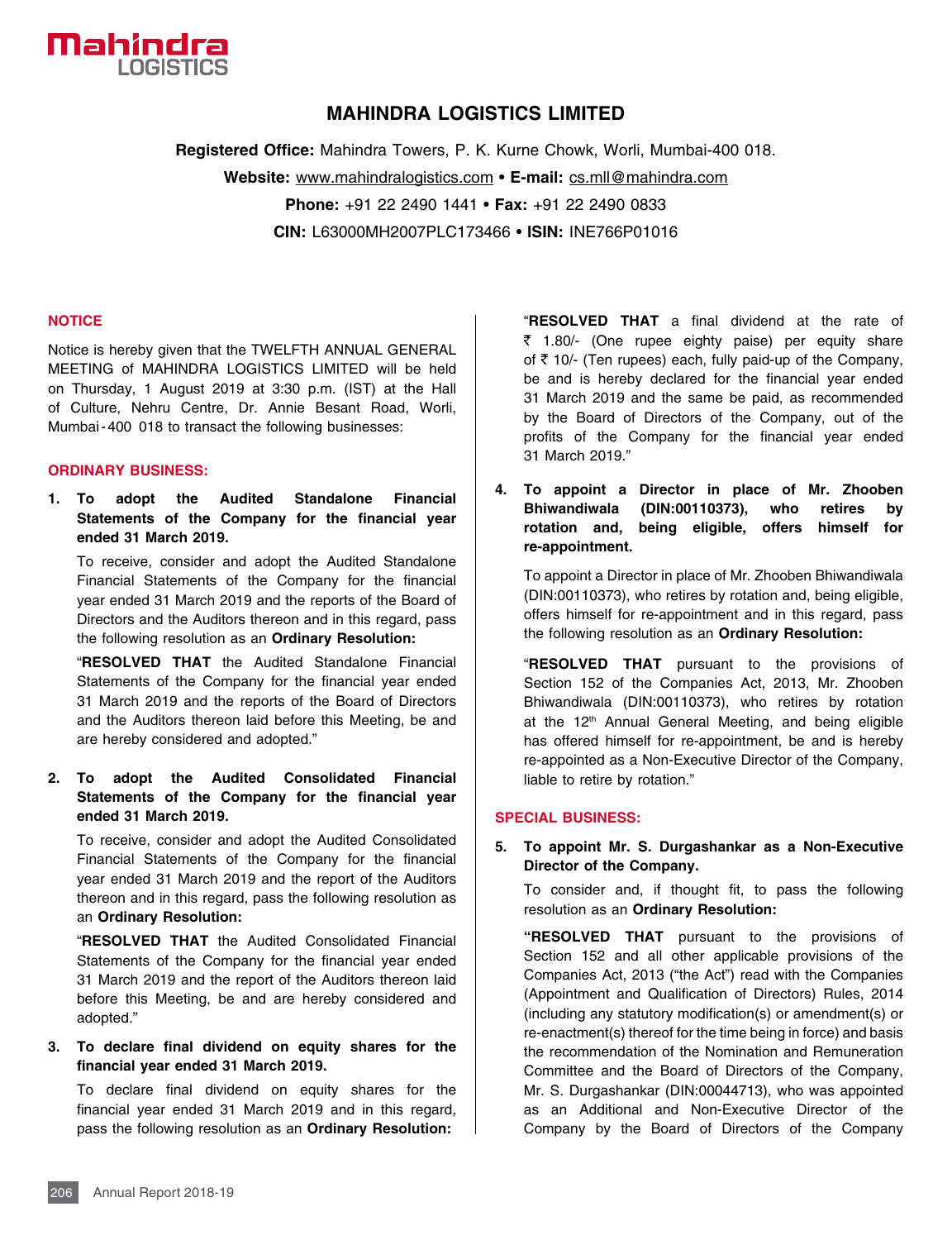# MAHINDRA LOGISTICS LIMITED

**Registered Office:** Mahindra Towers, P. K. Kurne Chowk, Worli, Mumbai-400 018.

**Website:** www.mahindralogistics.com • **E-mail:** cs.mll@mahindra.com

**Phone:** +91 22 2490 1441 • **Fax:** +91 22 2490 0833

**CIN:** L63000MH2007PLC173466 • **ISIN:** INE766P01016

## NOTICE

Notice is hereby given that the TWELFTH ANNUAL GENERAL MEETING of MAHINDRA LOGISTICS LIMITED will be held on Thursday, 1 August 2019 at 3:30 p.m. (IST) at the Hall of Culture, Nehru Centre, Dr. Annie Besant Road, Worli, Mumbai-400 018 to transact the following businesses:

## ORDINARY BUSINESS:

**1. To adopt the Audited Standalone Financial Statements of the Company for the financial year ended 31 March 2019.**

To receive, consider and adopt the Audited Standalone Financial Statements of the Company for the financial year ended 31 March 2019 and the reports of the Board of Directors and the Auditors thereon and in this regard, pass the following resolution as an **Ordinary Resolution:**

"**RESOLVED THAT** the Audited Standalone Financial Statements of the Company for the financial year ended 31 March 2019 and the reports of the Board of Directors and the Auditors thereon laid before this Meeting, be and are hereby considered and adopted."

**2. To adopt the Audited Consolidated Financial Statements of the Company for the financial year ended 31 March 2019.**

To receive, consider and adopt the Audited Consolidated Financial Statements of the Company for the financial year ended 31 March 2019 and the report of the Auditors thereon and in this regard, pass the following resolution as an **Ordinary Resolution:**

"**RESOLVED THAT** the Audited Consolidated Financial Statements of the Company for the financial year ended 31 March 2019 and the report of the Auditors thereon laid before this Meeting, be and are hereby considered and adopted."

**3. To declare final dividend on equity shares for the financial year ended 31 March 2019.**

To declare final dividend on equity shares for the financial year ended 31 March 2019 and in this regard, pass the following resolution as an **Ordinary Resolution:**

"**RESOLVED THAT** a final dividend at the rate of ₹ 1.80/- (One rupee eighty paise) per equity share of ₹ 10/- (Ten rupees) each, fully paid-up of the Company, be and is hereby declared for the financial year ended 31 March 2019 and the same be paid, as recommended by the Board of Directors of the Company, out of the profits of the Company for the financial year ended 31 March 2019."

**4. To appoint a Director in place of Mr. Zhooben Bhiwandiwala (DIN:00110373), who retires by rotation and, being eligible, offers himself for re-appointment.**

To appoint a Director in place of Mr. Zhooben Bhiwandiwala (DIN:00110373), who retires by rotation and, being eligible, offers himself for re-appointment and in this regard, pass the following resolution as an **Ordinary Resolution:**

"**RESOLVED THAT** pursuant to the provisions of Section 152 of the Companies Act, 2013, Mr. Zhooben Bhiwandiwala (DIN:00110373), who retires by rotation at the 12th Annual General Meeting, and being eligible has offered himself for re-appointment, be and is hereby re-appointed as a Non-Executive Director of the Company, liable to retire by rotation."

## SPECIAL BUSINESS:

**5. To appoint Mr. S. Durgashankar as a Non-Executive Director of the Company.**

To consider and, if thought fit, to pass the following resolution as an **Ordinary Resolution:**

**"RESOLVED THAT** pursuant to the provisions of Section 152 and all other applicable provisions of the Companies Act, 2013 ("the Act") read with the Companies (Appointment and Qualification of Directors) Rules, 2014 (including any statutory modification(s) or amendment(s) or re-enactment(s) thereof for the time being in force) and basis the recommendation of the Nomination and Remuneration Committee and the Board of Directors of the Company, Mr. S. Durgashankar (DIN:00044713), who was appointed as an Additional and Non-Executive Director of the Company by the Board of Directors of the Company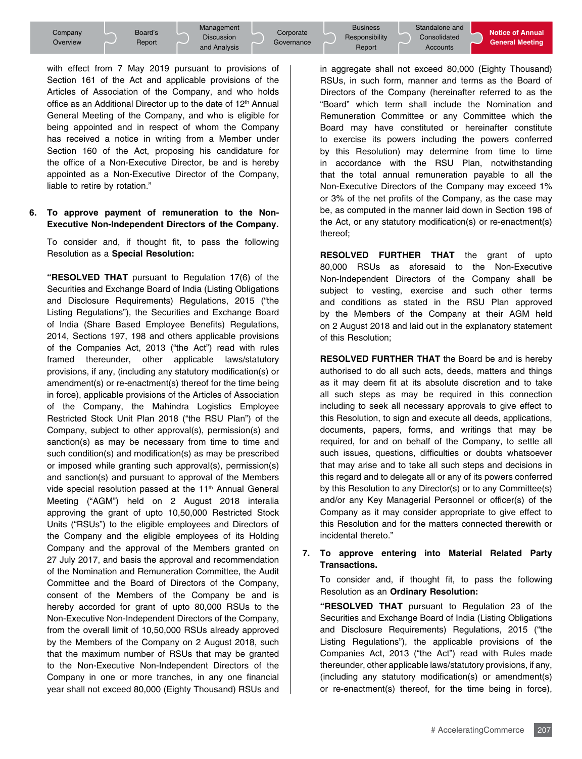with effect from 7 May 2019 pursuant to provisions of Section 161 of the Act and applicable provisions of the Articles of Association of the Company, and who holds office as an Additional Director up to the date of 12th Annual General Meeting of the Company, and who is eligible for being appointed and in respect of whom the Company has received a notice in writing from a Member under Section 160 of the Act, proposing his candidature for the office of a Non-Executive Director, be and is hereby appointed as a Non-Executive Director of the Company, liable to retire by rotation."

**6. To approve payment of remuneration to the Non-Executive Non-Independent Directors of the Company.**

To consider and, if thought fit, to pass the following Resolution as a **Special Resolution:**

**"RESOLVED THAT** pursuant to Regulation 17(6) of the Securities and Exchange Board of India (Listing Obligations and Disclosure Requirements) Regulations, 2015 ("the Listing Regulations"), the Securities and Exchange Board of India (Share Based Employee Benefits) Regulations, 2014, Sections 197, 198 and others applicable provisions of the Companies Act, 2013 ("the Act") read with rules framed thereunder, other applicable laws/statutory provisions, if any, (including any statutory modification(s) or amendment(s) or re-enactment(s) thereof for the time being in force), applicable provisions of the Articles of Association of the Company, the Mahindra Logistics Employee Restricted Stock Unit Plan 2018 ("the RSU Plan") of the Company, subject to other approval(s), permission(s) and sanction(s) as may be necessary from time to time and such condition(s) and modification(s) as may be prescribed or imposed while granting such approval(s), permission(s) and sanction(s) and pursuant to approval of the Members vide special resolution passed at the 11th Annual General Meeting ("AGM") held on 2 August 2018 interalia approving the grant of upto 10,50,000 Restricted Stock Units ("RSUs") to the eligible employees and Directors of the Company and the eligible employees of its Holding Company and the approval of the Members granted on 27 July 2017, and basis the approval and recommendation of the Nomination and Remuneration Committee, the Audit Committee and the Board of Directors of the Company, consent of the Members of the Company be and is hereby accorded for grant of upto 80,000 RSUs to the Non-Executive Non-Independent Directors of the Company, from the overall limit of 10,50,000 RSUs already approved by the Members of the Company on 2 August 2018, such that the maximum number of RSUs that may be granted to the Non-Executive Non-Independent Directors of the Company in one or more tranches, in any one financial year shall not exceed 80,000 (Eighty Thousand) RSUs and in aggregate shall not exceed 80,000 (Eighty Thousand) RSUs, in such form, manner and terms as the Board of Directors of the Company (hereinafter referred to as the "Board" which term shall include the Nomination and Remuneration Committee or any Committee which the Board may have constituted or hereinafter constitute to exercise its powers including the powers conferred by this Resolution) may determine from time to time in accordance with the RSU Plan, notwithstanding that the total annual remuneration payable to all the Non-Executive Directors of the Company may exceed 1% or 3% of the net profits of the Company, as the case may be, as computed in the manner laid down in Section 198 of the Act, or any statutory modification(s) or re-enactment(s) thereof;

**RESOLVED FURTHER THAT** the grant of upto 80,000 RSUs as aforesaid to the Non-Executive Non-Independent Directors of the Company shall be subject to vesting, exercise and such other terms and conditions as stated in the RSU Plan approved by the Members of the Company at their AGM held on 2 August 2018 and laid out in the explanatory statement of this Resolution;

**RESOLVED FURTHER THAT** the Board be and is hereby authorised to do all such acts, deeds, matters and things as it may deem fit at its absolute discretion and to take all such steps as may be required in this connection including to seek all necessary approvals to give effect to this Resolution, to sign and execute all deeds, applications, documents, papers, forms, and writings that may be required, for and on behalf of the Company, to settle all such issues, questions, difficulties or doubts whatsoever that may arise and to take all such steps and decisions in this regard and to delegate all or any of its powers conferred by this Resolution to any Director(s) or to any Committee(s) and/or any Key Managerial Personnel or officer(s) of the Company as it may consider appropriate to give effect to this Resolution and for the matters connected therewith or incidental thereto."

**7. To approve entering into Material Related Party Transactions.**

To consider and, if thought fit, to pass the following Resolution as an **Ordinary Resolution:**

**"RESOLVED THAT** pursuant to Regulation 23 of the Securities and Exchange Board of India (Listing Obligations and Disclosure Requirements) Regulations, 2015 ("the Listing Regulations"), the applicable provisions of the Companies Act, 2013 ("the Act") read with Rules made thereunder, other applicable laws/statutory provisions, if any, (including any statutory modification(s) or amendment(s) or re-enactment(s) thereof, for the time being in force),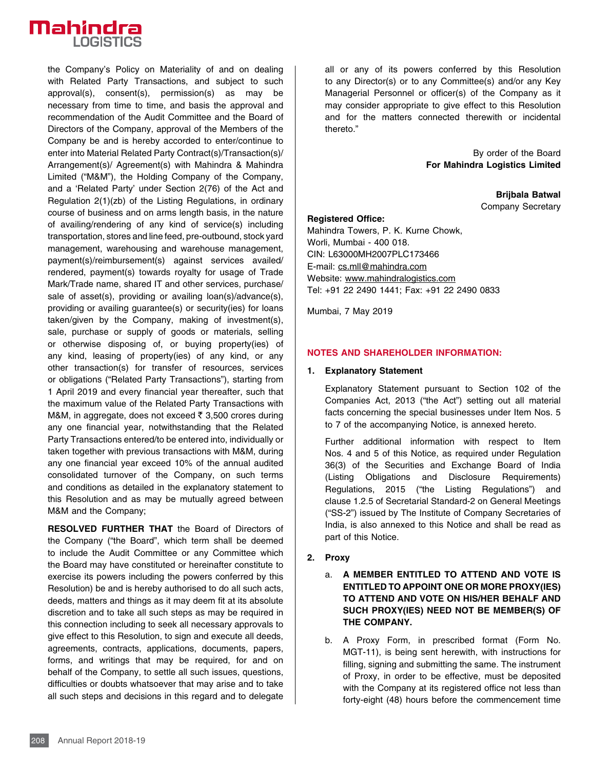the Company's Policy on Materiality of and on dealing with Related Party Transactions, and subject to such approval(s), consent(s), permission(s) as may be necessary from time to time, and basis the approval and recommendation of the Audit Committee and the Board of Directors of the Company, approval of the Members of the Company be and is hereby accorded to enter/continue to enter into Material Related Party Contract(s)/Transaction(s)/ Arrangement(s)/ Agreement(s) with Mahindra & Mahindra Limited ("M&M"), the Holding Company of the Company, and a 'Related Party' under Section 2(76) of the Act and Regulation 2(1)(zb) of the Listing Regulations, in ordinary course of business and on arms length basis, in the nature of availing/rendering of any kind of service(s) including transportation, stores and line feed, pre-outbound, stock yard management, warehousing and warehouse management, payment(s)/reimbursement(s) against services availed/ rendered, payment(s) towards royalty for usage of Trade Mark/Trade name, shared IT and other services, purchase/ sale of asset(s), providing or availing loan(s)/advance(s), providing or availing guarantee(s) or security(ies) for loans taken/given by the Company, making of investment(s), sale, purchase or supply of goods or materials, selling or otherwise disposing of, or buying property(ies) of any kind, leasing of property(ies) of any kind, or any other transaction(s) for transfer of resources, services or obligations ("Related Party Transactions"), starting from 1 April 2019 and every financial year thereafter, such that the maximum value of the Related Party Transactions with M&M, in aggregate, does not exceed ₹ 3,500 crores during any one financial year, notwithstanding that the Related Party Transactions entered/to be entered into, individually or taken together with previous transactions with M&M, during any one financial year exceed 10% of the annual audited consolidated turnover of the Company, on such terms and conditions as detailed in the explanatory statement to this Resolution and as may be mutually agreed between M&M and the Company;

**RESOLVED FURTHER THAT** the Board of Directors of the Company ("the Board", which term shall be deemed to include the Audit Committee or any Committee which the Board may have constituted or hereinafter constitute to exercise its powers including the powers conferred by this Resolution) be and is hereby authorised to do all such acts, deeds, matters and things as it may deem fit at its absolute discretion and to take all such steps as may be required in this connection including to seek all necessary approvals to give effect to this Resolution, to sign and execute all deeds, agreements, contracts, applications, documents, papers, forms, and writings that may be required, for and on behalf of the Company, to settle all such issues, questions, difficulties or doubts whatsoever that may arise and to take all such steps and decisions in this regard and to delegate all or any of its powers conferred by this Resolution to any Director(s) or to any Committee(s) and/or any Key Managerial Personnel or officer(s) of the Company as it may consider appropriate to give effect to this Resolution and for the matters connected therewith or incidental thereto."

By order of the Board
**For Mahindra Logistics Limited**

**Brijbala Batwal**
Company Secretary

**Registered Office:**
Mahindra Towers, P. K. Kurne Chowk,
Worli, Mumbai - 400 018.
CIN: L63000MH2007PLC173466
E-mail: cs.mll@mahindra.com
Website: www.mahindralogistics.com
Tel: +91 22 2490 1441; Fax: +91 22 2490 0833

Mumbai, 7 May 2019

## NOTES AND SHAREHOLDER INFORMATION:

**1. Explanatory Statement**

Explanatory Statement pursuant to Section 102 of the Companies Act, 2013 ("the Act") setting out all material facts concerning the special businesses under Item Nos. 5 to 7 of the accompanying Notice, is annexed hereto.

Further additional information with respect to Item Nos. 4 and 5 of this Notice, as required under Regulation 36(3) of the Securities and Exchange Board of India (Listing Obligations and Disclosure Requirements) Regulations, 2015 ("the Listing Regulations") and clause 1.2.5 of Secretarial Standard-2 on General Meetings ("SS-2") issued by The Institute of Company Secretaries of India, is also annexed to this Notice and shall be read as part of this Notice.

**2. Proxy**

a. **A MEMBER ENTITLED TO ATTEND AND VOTE IS ENTITLED TO APPOINT ONE OR MORE PROXY(IES) TO ATTEND AND VOTE ON HIS/HER BEHALF AND SUCH PROXY(IES) NEED NOT BE MEMBER(S) OF THE COMPANY.**

b. A Proxy Form, in prescribed format (Form No. MGT-11), is being sent herewith, with instructions for filling, signing and submitting the same. The instrument of Proxy, in order to be effective, must be deposited with the Company at its registered office not less than forty-eight (48) hours before the commencement time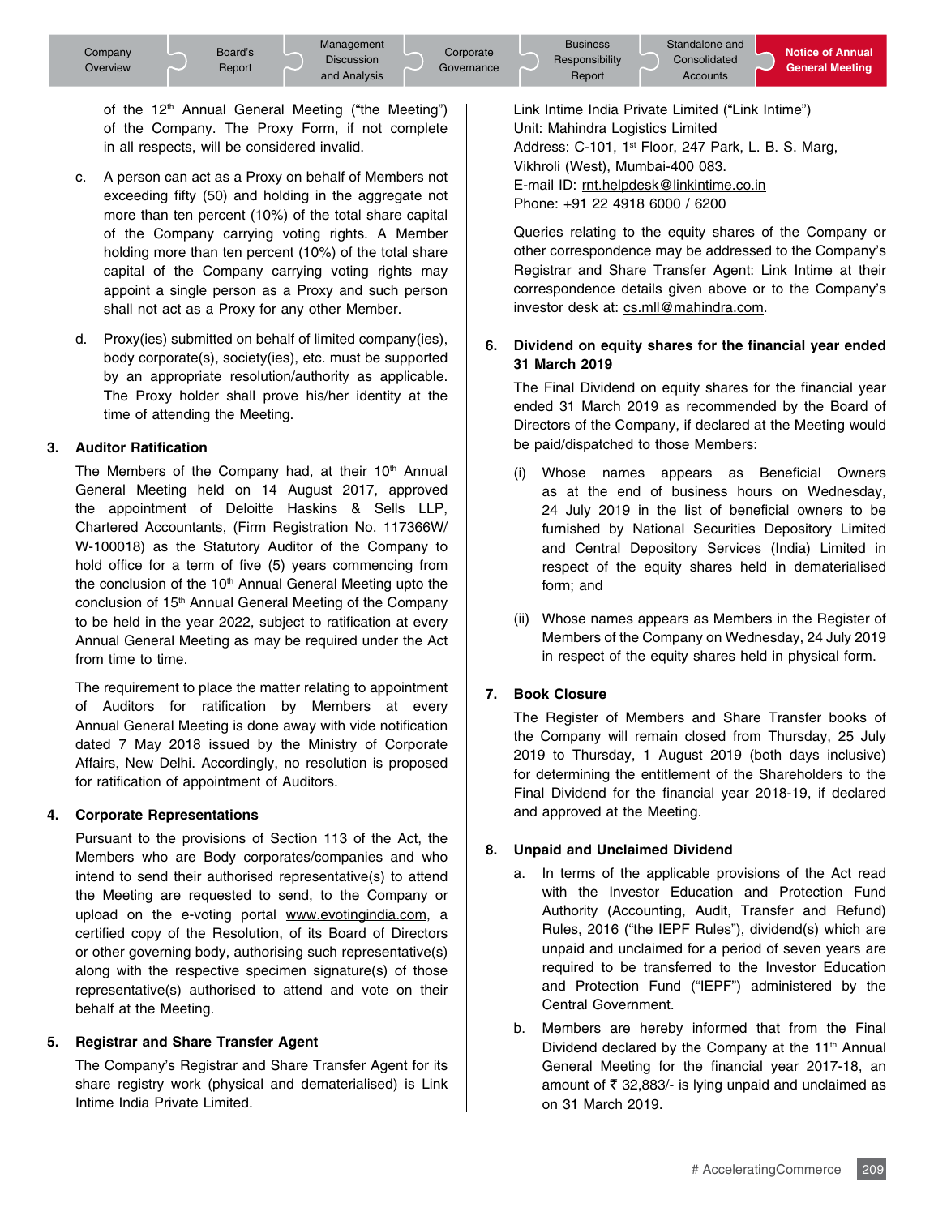of the 12th Annual General Meeting ("the Meeting") of the Company. The Proxy Form, if not complete in all respects, will be considered invalid.

c. A person can act as a Proxy on behalf of Members not exceeding fifty (50) and holding in the aggregate not more than ten percent (10%) of the total share capital of the Company carrying voting rights. A Member holding more than ten percent (10%) of the total share capital of the Company carrying voting rights may appoint a single person as a Proxy and such person shall not act as a Proxy for any other Member.

d. Proxy(ies) submitted on behalf of limited company(ies), body corporate(s), society(ies), etc. must be supported by an appropriate resolution/authority as applicable. The Proxy holder shall prove his/her identity at the time of attending the Meeting.

**3. Auditor Ratification**

The Members of the Company had, at their 10th Annual General Meeting held on 14 August 2017, approved the appointment of Deloitte Haskins & Sells LLP, Chartered Accountants, (Firm Registration No. 117366W/ W-100018) as the Statutory Auditor of the Company to hold office for a term of five (5) years commencing from the conclusion of the 10th Annual General Meeting upto the conclusion of 15th Annual General Meeting of the Company to be held in the year 2022, subject to ratification at every Annual General Meeting as may be required under the Act from time to time.

The requirement to place the matter relating to appointment of Auditors for ratification by Members at every Annual General Meeting is done away with vide notification dated 7 May 2018 issued by the Ministry of Corporate Affairs, New Delhi. Accordingly, no resolution is proposed for ratification of appointment of Auditors.

**4. Corporate Representations**

Pursuant to the provisions of Section 113 of the Act, the Members who are Body corporates/companies and who intend to send their authorised representative(s) to attend the Meeting are requested to send, to the Company or upload on the e-voting portal www.evotingindia.com, a certified copy of the Resolution, of its Board of Directors or other governing body, authorising such representative(s) along with the respective specimen signature(s) of those representative(s) authorised to attend and vote on their behalf at the Meeting.

**5. Registrar and Share Transfer Agent**

The Company's Registrar and Share Transfer Agent for its share registry work (physical and dematerialised) is Link Intime India Private Limited.

Link Intime India Private Limited ("Link Intime")
Unit: Mahindra Logistics Limited
Address: C-101, 1st Floor, 247 Park, L. B. S. Marg, Vikhroli (West), Mumbai-400 083.
E-mail ID: rnt.helpdesk@linkintime.co.in
Phone: +91 22 4918 6000 / 6200

Queries relating to the equity shares of the Company or other correspondence may be addressed to the Company's Registrar and Share Transfer Agent: Link Intime at their correspondence details given above or to the Company's investor desk at: cs.mll@mahindra.com.

**6. Dividend on equity shares for the financial year ended 31 March 2019**

The Final Dividend on equity shares for the financial year ended 31 March 2019 as recommended by the Board of Directors of the Company, if declared at the Meeting would be paid/dispatched to those Members:

(i) Whose names appears as Beneficial Owners as at the end of business hours on Wednesday, 24 July 2019 in the list of beneficial owners to be furnished by National Securities Depository Limited and Central Depository Services (India) Limited in respect of the equity shares held in dematerialised form; and

(ii) Whose names appears as Members in the Register of Members of the Company on Wednesday, 24 July 2019 in respect of the equity shares held in physical form.

**7. Book Closure**

The Register of Members and Share Transfer books of the Company will remain closed from Thursday, 25 July 2019 to Thursday, 1 August 2019 (both days inclusive) for determining the entitlement of the Shareholders to the Final Dividend for the financial year 2018-19, if declared and approved at the Meeting.

**8. Unpaid and Unclaimed Dividend**

a. In terms of the applicable provisions of the Act read with the Investor Education and Protection Fund Authority (Accounting, Audit, Transfer and Refund) Rules, 2016 ("the IEPF Rules"), dividend(s) which are unpaid and unclaimed for a period of seven years are required to be transferred to the Investor Education and Protection Fund ("IEPF") administered by the Central Government.

b. Members are hereby informed that from the Final Dividend declared by the Company at the 11th Annual General Meeting for the financial year 2017-18, an amount of ₹ 32,883/- is lying unpaid and unclaimed as on 31 March 2019.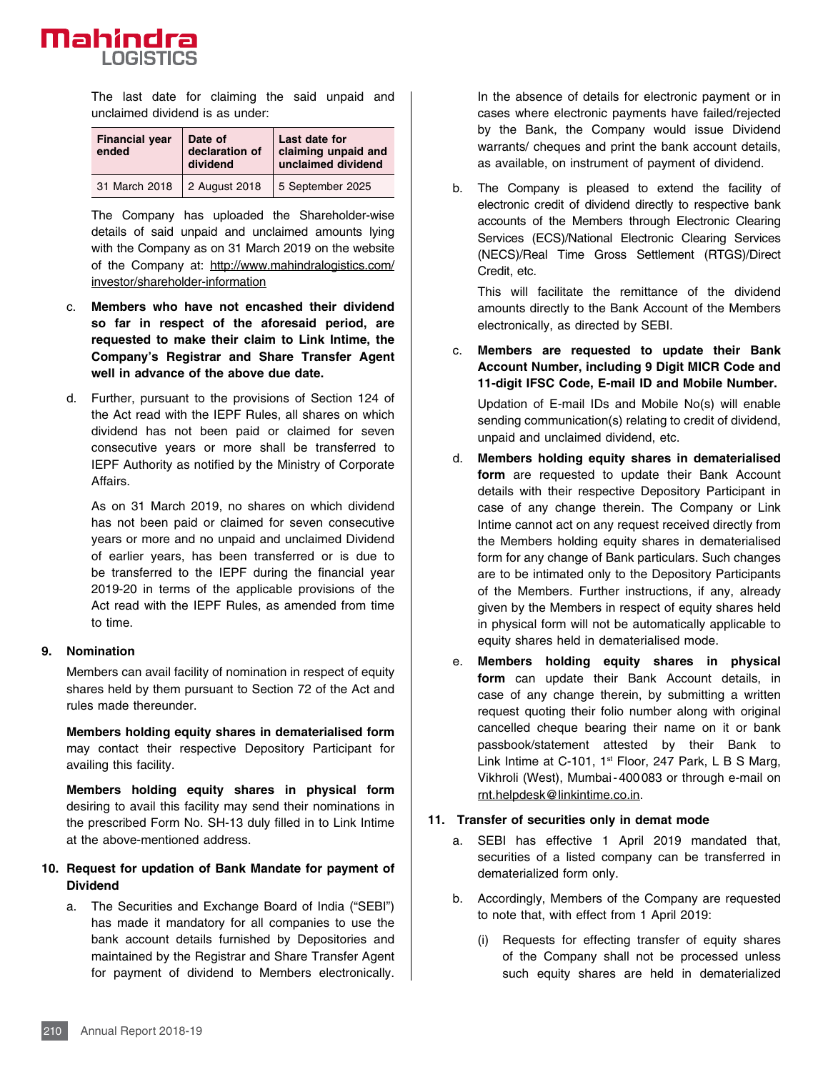The last date for claiming the said unpaid and unclaimed dividend is as under:

| Financial year ended | Date of declaration of dividend | Last date for claiming unpaid and unclaimed dividend |
|---|---|---|
| 31 March 2018 | 2 August 2018 | 5 September 2025 |

The Company has uploaded the Shareholder-wise details of said unpaid and unclaimed amounts lying with the Company as on 31 March 2019 on the website of the Company at: http://www.mahindralogistics.com/investor/shareholder-information

c. **Members who have not encashed their dividend so far in respect of the aforesaid period, are requested to make their claim to Link Intime, the Company's Registrar and Share Transfer Agent well in advance of the above due date.**

d. Further, pursuant to the provisions of Section 124 of the Act read with the IEPF Rules, all shares on which dividend has not been paid or claimed for seven consecutive years or more shall be transferred to IEPF Authority as notified by the Ministry of Corporate Affairs.

   As on 31 March 2019, no shares on which dividend has not been paid or claimed for seven consecutive years or more and no unpaid and unclaimed Dividend of earlier years, has been transferred or is due to be transferred to the IEPF during the financial year 2019-20 in terms of the applicable provisions of the Act read with the IEPF Rules, as amended from time to time.

**9. Nomination**

Members can avail facility of nomination in respect of equity shares held by them pursuant to Section 72 of the Act and rules made thereunder.

**Members holding equity shares in dematerialised form** may contact their respective Depository Participant for availing this facility.

**Members holding equity shares in physical form** desiring to avail this facility may send their nominations in the prescribed Form No. SH-13 duly filled in to Link Intime at the above-mentioned address.

**10. Request for updation of Bank Mandate for payment of Dividend**

a. The Securities and Exchange Board of India ("SEBI") has made it mandatory for all companies to use the bank account details furnished by Depositories and maintained by the Registrar and Share Transfer Agent for payment of dividend to Members electronically. In the absence of details for electronic payment or in cases where electronic payments have failed/rejected by the Bank, the Company would issue Dividend warrants/ cheques and print the bank account details, as available, on instrument of payment of dividend.

b. The Company is pleased to extend the facility of electronic credit of dividend directly to respective bank accounts of the Members through Electronic Clearing Services (ECS)/National Electronic Clearing Services (NECS)/Real Time Gross Settlement (RTGS)/Direct Credit, etc.

   This will facilitate the remittance of the dividend amounts directly to the Bank Account of the Members electronically, as directed by SEBI.

c. **Members are requested to update their Bank Account Number, including 9 Digit MICR Code and 11-digit IFSC Code, E-mail ID and Mobile Number.**

   Updation of E-mail IDs and Mobile No(s) will enable sending communication(s) relating to credit of dividend, unpaid and unclaimed dividend, etc.

d. **Members holding equity shares in dematerialised form** are requested to update their Bank Account details with their respective Depository Participant in case of any change therein. The Company or Link Intime cannot act on any request received directly from the Members holding equity shares in dematerialised form for any change of Bank particulars. Such changes are to be intimated only to the Depository Participants of the Members. Further instructions, if any, already given by the Members in respect of equity shares held in physical form will not be automatically applicable to equity shares held in dematerialised mode.

e. **Members holding equity shares in physical form** can update their Bank Account details, in case of any change therein, by submitting a written request quoting their folio number along with original cancelled cheque bearing their name on it or bank passbook/statement attested by their Bank to Link Intime at C-101, 1st Floor, 247 Park, L B S Marg, Vikhroli (West), Mumbai - 400083 or through e-mail on rnt.helpdesk@linkintime.co.in.

**11. Transfer of securities only in demat mode**

a. SEBI has effective 1 April 2019 mandated that, securities of a listed company can be transferred in dematerialized form only.

b. Accordingly, Members of the Company are requested to note that, with effect from 1 April 2019:

   (i) Requests for effecting transfer of equity shares of the Company shall not be processed unless such equity shares are held in dematerialized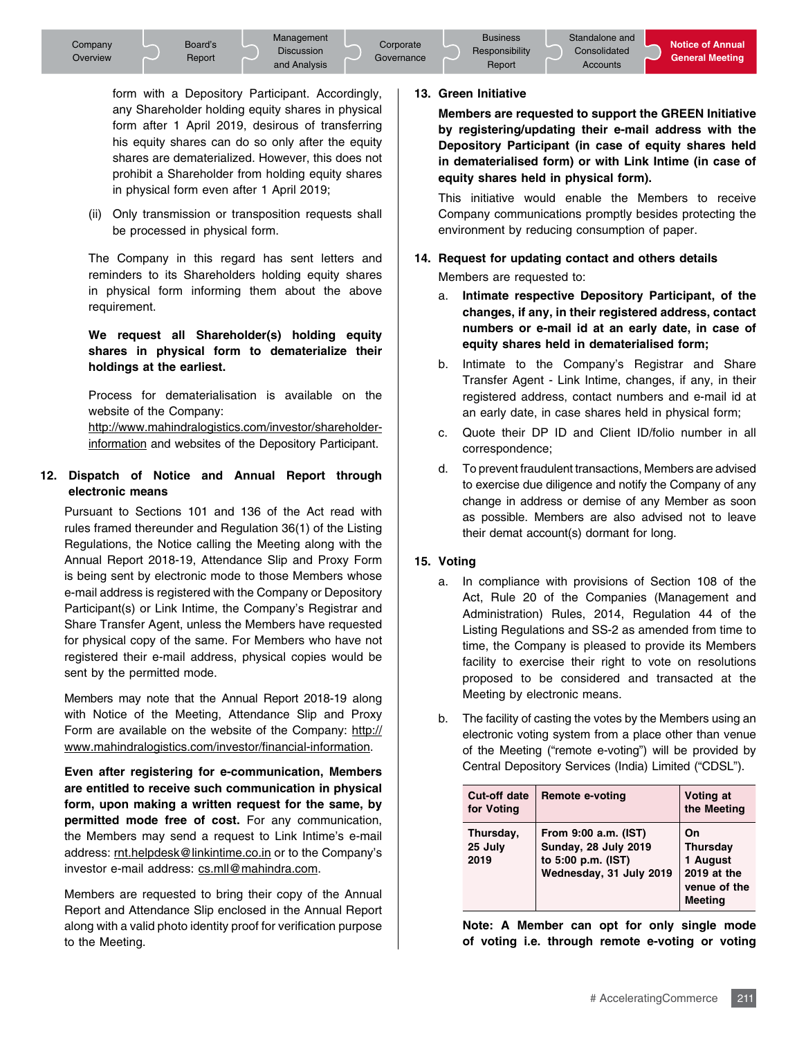form with a Depository Participant. Accordingly, any Shareholder holding equity shares in physical form after 1 April 2019, desirous of transferring his equity shares can do so only after the equity shares are dematerialized. However, this does not prohibit a Shareholder from holding equity shares in physical form even after 1 April 2019;

(ii) Only transmission or transposition requests shall be processed in physical form.

The Company in this regard has sent letters and reminders to its Shareholders holding equity shares in physical form informing them about the above requirement.

**We request all Shareholder(s) holding equity shares in physical form to dematerialize their holdings at the earliest.**

Process for dematerialisation is available on the website of the Company: http://www.mahindralogistics.com/investor/shareholder-information and websites of the Depository Participant.

## 12. Dispatch of Notice and Annual Report through electronic means

Pursuant to Sections 101 and 136 of the Act read with rules framed thereunder and Regulation 36(1) of the Listing Regulations, the Notice calling the Meeting along with the Annual Report 2018-19, Attendance Slip and Proxy Form is being sent by electronic mode to those Members whose e-mail address is registered with the Company or Depository Participant(s) or Link Intime, the Company's Registrar and Share Transfer Agent, unless the Members have requested for physical copy of the same. For Members who have not registered their e-mail address, physical copies would be sent by the permitted mode.

Members may note that the Annual Report 2018-19 along with Notice of the Meeting, Attendance Slip and Proxy Form are available on the website of the Company: http://www.mahindralogistics.com/investor/financial-information.

**Even after registering for e-communication, Members are entitled to receive such communication in physical form, upon making a written request for the same, by permitted mode free of cost.** For any communication, the Members may send a request to Link Intime's e-mail address: rnt.helpdesk@linkintime.co.in or to the Company's investor e-mail address: cs.mll@mahindra.com.

Members are requested to bring their copy of the Annual Report and Attendance Slip enclosed in the Annual Report along with a valid photo identity proof for verification purpose to the Meeting.

## 13. Green Initiative

**Members are requested to support the GREEN Initiative by registering/updating their e-mail address with the Depository Participant (in case of equity shares held in dematerialised form) or with Link Intime (in case of equity shares held in physical form).**

This initiative would enable the Members to receive Company communications promptly besides protecting the environment by reducing consumption of paper.

## 14. Request for updating contact and others details

Members are requested to:

a. **Intimate respective Depository Participant, of the changes, if any, in their registered address, contact numbers or e-mail id at an early date, in case of equity shares held in dematerialised form;**

b. Intimate to the Company's Registrar and Share Transfer Agent - Link Intime, changes, if any, in their registered address, contact numbers and e-mail id at an early date, in case shares held in physical form;

c. Quote their DP ID and Client ID/folio number in all correspondence;

d. To prevent fraudulent transactions, Members are advised to exercise due diligence and notify the Company of any change in address or demise of any Member as soon as possible. Members are also advised not to leave their demat account(s) dormant for long.

## 15. Voting

a. In compliance with provisions of Section 108 of the Act, Rule 20 of the Companies (Management and Administration) Rules, 2014, Regulation 44 of the Listing Regulations and SS-2 as amended from time to time, the Company is pleased to provide its Members facility to exercise their right to vote on resolutions proposed to be considered and transacted at the Meeting by electronic means.

b. The facility of casting the votes by the Members using an electronic voting system from a place other than venue of the Meeting ("remote e-voting") will be provided by Central Depository Services (India) Limited ("CDSL").

| Cut-off date for Voting | Remote e-voting | Voting at the Meeting |
|---|---|---|
| **Thursday, 25 July 2019** | **From 9:00 a.m. (IST) Sunday, 28 July 2019 to 5:00 p.m. (IST) Wednesday, 31 July 2019** | **On Thursday 1 August 2019 at the venue of the Meeting** |

**Note: A Member can opt for only single mode of voting i.e. through remote e-voting or voting**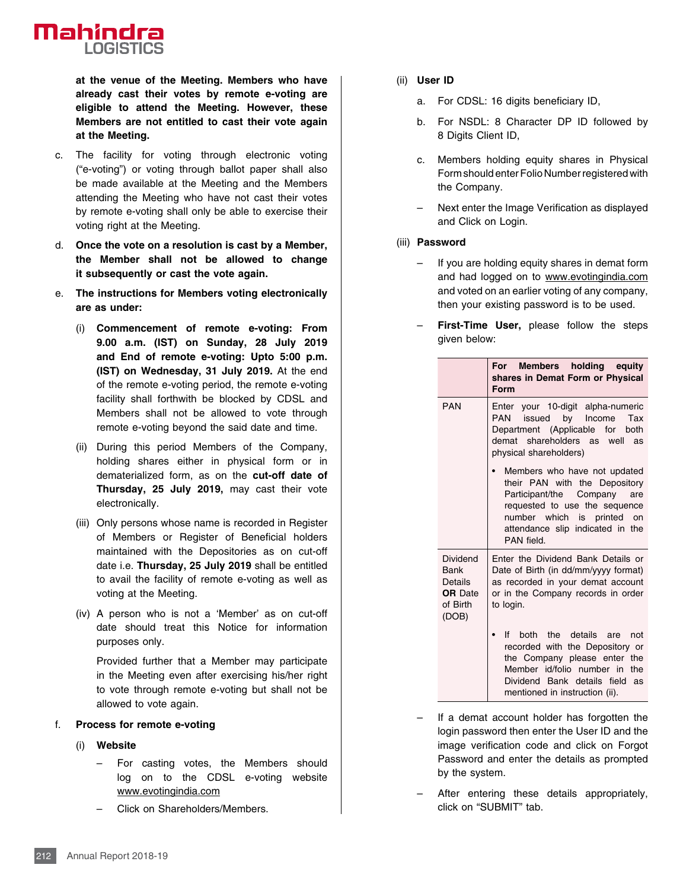**at the venue of the Meeting. Members who have already cast their votes by remote e-voting are eligible to attend the Meeting. However, these Members are not entitled to cast their vote again at the Meeting.**

c. The facility for voting through electronic voting ("e-voting") or voting through ballot paper shall also be made available at the Meeting and the Members attending the Meeting who have not cast their votes by remote e-voting shall only be able to exercise their voting right at the Meeting.

d. **Once the vote on a resolution is cast by a Member, the Member shall not be allowed to change it subsequently or cast the vote again.**

e. **The instructions for Members voting electronically are as under:**

   (i) **Commencement of remote e-voting: From 9.00 a.m. (IST) on Sunday, 28 July 2019 and End of remote e-voting: Upto 5:00 p.m. (IST) on Wednesday, 31 July 2019.** At the end of the remote e-voting period, the remote e-voting facility shall forthwith be blocked by CDSL and Members shall not be allowed to vote through remote e-voting beyond the said date and time.

   (ii) During this period Members of the Company, holding shares either in physical form or in dematerialized form, as on the **cut-off date of Thursday, 25 July 2019,** may cast their vote electronically.

   (iii) Only persons whose name is recorded in Register of Members or Register of Beneficial holders maintained with the Depositories as on cut-off date i.e. **Thursday, 25 July 2019** shall be entitled to avail the facility of remote e-voting as well as voting at the Meeting.

   (iv) A person who is not a 'Member' as on cut-off date should treat this Notice for information purposes only.

   Provided further that a Member may participate in the Meeting even after exercising his/her right to vote through remote e-voting but shall not be allowed to vote again.

f. **Process for remote e-voting**

   (i) **Website**

   – For casting votes, the Members should log on to the CDSL e-voting website www.evotingindia.com

   – Click on Shareholders/Members.

   (ii) **User ID**

   a. For CDSL: 16 digits beneficiary ID,

   b. For NSDL: 8 Character DP ID followed by 8 Digits Client ID,

   c. Members holding equity shares in Physical Form should enter Folio Number registered with the Company.

   – Next enter the Image Verification as displayed and Click on Login.

   (iii) **Password**

   – If you are holding equity shares in demat form and had logged on to www.evotingindia.com and voted on an earlier voting of any company, then your existing password is to be used.

   – **First-Time User,** please follow the steps given below:

| | **For Members holding equity shares in Demat Form or Physical Form** |
|---|---|
| PAN | Enter your 10-digit alpha-numeric PAN issued by Income Tax Department (Applicable for both demat shareholders as well as physical shareholders)<br>• Members who have not updated their PAN with the Depository Participant/the Company are requested to use the sequence number which is printed on attendance slip indicated in the PAN field. |
| Dividend Bank Details **OR** Date of Birth (DOB) | Enter the Dividend Bank Details or Date of Birth (in dd/mm/yyyy format) as recorded in your demat account or in the Company records in order to login.<br>• If both the details are not recorded with the Depository or the Company please enter the Member id/folio number in the Dividend Bank details field as mentioned in instruction (ii). |

   – If a demat account holder has forgotten the login password then enter the User ID and the image verification code and click on Forgot Password and enter the details as prompted by the system.

   – After entering these details appropriately, click on "SUBMIT" tab.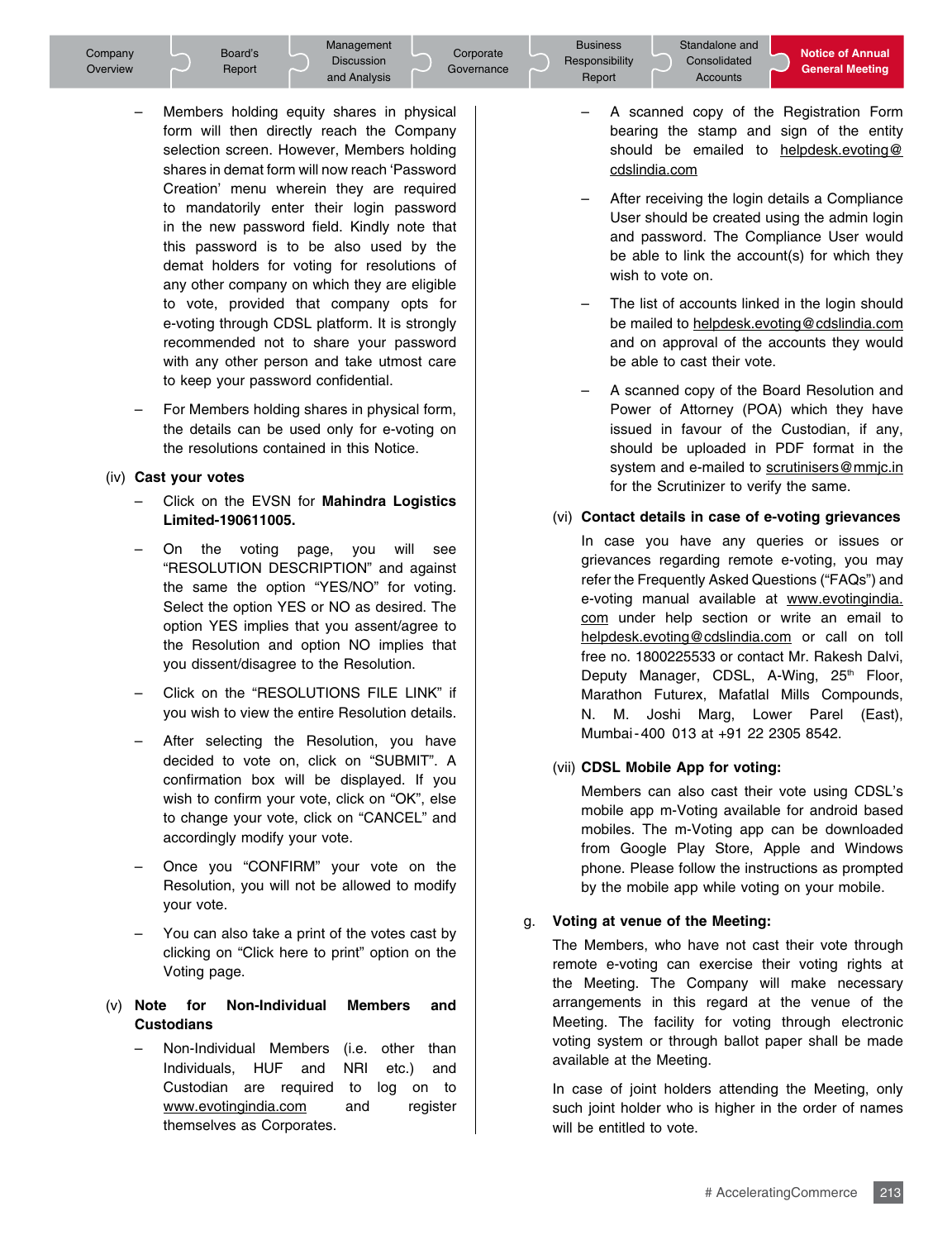- Members holding equity shares in physical form will then directly reach the Company selection screen. However, Members holding shares in demat form will now reach 'Password Creation' menu wherein they are required to mandatorily enter their login password in the new password field. Kindly note that this password is to be also used by the demat holders for voting for resolutions of any other company on which they are eligible to vote, provided that company opts for e-voting through CDSL platform. It is strongly recommended not to share your password with any other person and take utmost care to keep your password confidential.

- For Members holding shares in physical form, the details can be used only for e-voting on the resolutions contained in this Notice.

(iv) **Cast your votes**

- Click on the EVSN for **Mahindra Logistics Limited-190611005.**

- On the voting page, you will see "RESOLUTION DESCRIPTION" and against the same the option "YES/NO" for voting. Select the option YES or NO as desired. The option YES implies that you assent/agree to the Resolution and option NO implies that you dissent/disagree to the Resolution.

- Click on the "RESOLUTIONS FILE LINK" if you wish to view the entire Resolution details.

- After selecting the Resolution, you have decided to vote on, click on "SUBMIT". A confirmation box will be displayed. If you wish to confirm your vote, click on "OK", else to change your vote, click on "CANCEL" and accordingly modify your vote.

- Once you "CONFIRM" your vote on the Resolution, you will not be allowed to modify your vote.

- You can also take a print of the votes cast by clicking on "Click here to print" option on the Voting page.

(v) **Note for Non-Individual Members and Custodians**

- Non-Individual Members (i.e. other than Individuals, HUF and NRI etc.) and Custodian are required to log on to www.evotingindia.com and register themselves as Corporates.

- A scanned copy of the Registration Form bearing the stamp and sign of the entity should be emailed to helpdesk.evoting@cdslindia.com

- After receiving the login details a Compliance User should be created using the admin login and password. The Compliance User would be able to link the account(s) for which they wish to vote on.

- The list of accounts linked in the login should be mailed to helpdesk.evoting@cdslindia.com and on approval of the accounts they would be able to cast their vote.

- A scanned copy of the Board Resolution and Power of Attorney (POA) which they have issued in favour of the Custodian, if any, should be uploaded in PDF format in the system and e-mailed to scrutinisers@mmjc.in for the Scrutinizer to verify the same.

(vi) **Contact details in case of e-voting grievances**

In case you have any queries or issues or grievances regarding remote e-voting, you may refer the Frequently Asked Questions ("FAQs") and e-voting manual available at www.evotingindia.com under help section or write an email to helpdesk.evoting@cdslindia.com or call on toll free no. 1800225533 or contact Mr. Rakesh Dalvi, Deputy Manager, CDSL, A-Wing, 25th Floor, Marathon Futurex, Mafatlal Mills Compounds, N. M. Joshi Marg, Lower Parel (East), Mumbai-400 013 at +91 22 2305 8542.

(vii) **CDSL Mobile App for voting:**

Members can also cast their vote using CDSL's mobile app m-Voting available for android based mobiles. The m-Voting app can be downloaded from Google Play Store, Apple and Windows phone. Please follow the instructions as prompted by the mobile app while voting on your mobile.

g. **Voting at venue of the Meeting:**

The Members, who have not cast their vote through remote e-voting can exercise their voting rights at the Meeting. The Company will make necessary arrangements in this regard at the venue of the Meeting. The facility for voting through electronic voting system or through ballot paper shall be made available at the Meeting.

In case of joint holders attending the Meeting, only such joint holder who is higher in the order of names will be entitled to vote.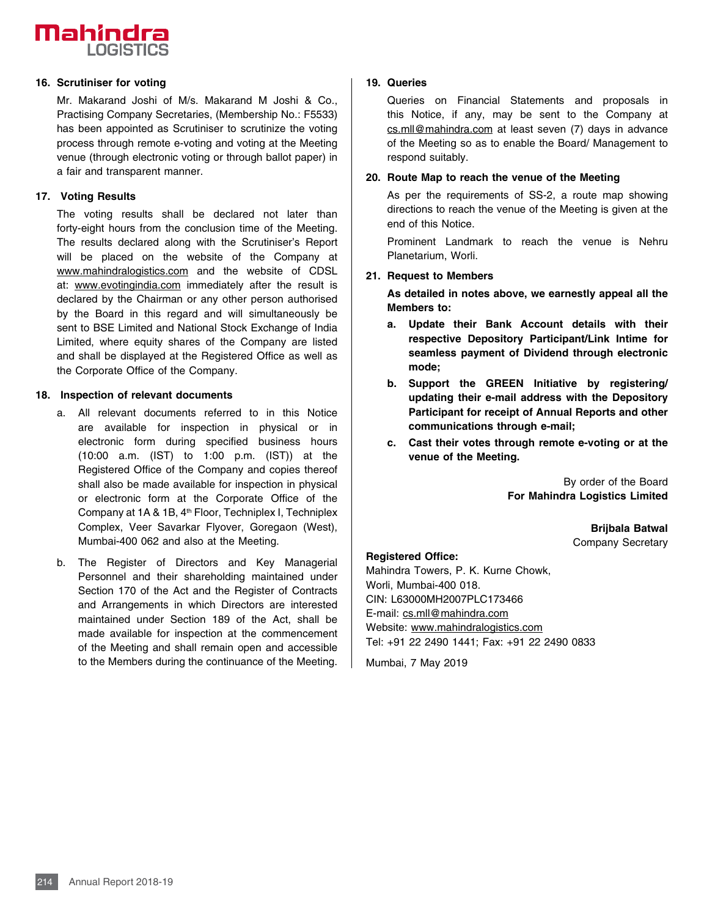### 16. Scrutiniser for voting

Mr. Makarand Joshi of M/s. Makarand M Joshi & Co., Practising Company Secretaries, (Membership No.: F5533) has been appointed as Scrutiniser to scrutinize the voting process through remote e-voting and voting at the Meeting venue (through electronic voting or through ballot paper) in a fair and transparent manner.

### 17. Voting Results

The voting results shall be declared not later than forty-eight hours from the conclusion time of the Meeting. The results declared along with the Scrutiniser's Report will be placed on the website of the Company at www.mahindralogistics.com and the website of CDSL at: www.evotingindia.com immediately after the result is declared by the Chairman or any other person authorised by the Board in this regard and will simultaneously be sent to BSE Limited and National Stock Exchange of India Limited, where equity shares of the Company are listed and shall be displayed at the Registered Office as well as the Corporate Office of the Company.

### 18. Inspection of relevant documents

a. All relevant documents referred to in this Notice are available for inspection in physical or in electronic form during specified business hours (10:00 a.m. (IST) to 1:00 p.m. (IST)) at the Registered Office of the Company and copies thereof shall also be made available for inspection in physical or electronic form at the Corporate Office of the Company at 1A & 1B, 4th Floor, Techniplex I, Techniplex Complex, Veer Savarkar Flyover, Goregaon (West), Mumbai-400 062 and also at the Meeting.

b. The Register of Directors and Key Managerial Personnel and their shareholding maintained under Section 170 of the Act and the Register of Contracts and Arrangements in which Directors are interested maintained under Section 189 of the Act, shall be made available for inspection at the commencement of the Meeting and shall remain open and accessible to the Members during the continuance of the Meeting.

### 19. Queries

Queries on Financial Statements and proposals in this Notice, if any, may be sent to the Company at cs.mll@mahindra.com at least seven (7) days in advance of the Meeting so as to enable the Board/ Management to respond suitably.

### 20. Route Map to reach the venue of the Meeting

As per the requirements of SS-2, a route map showing directions to reach the venue of the Meeting is given at the end of this Notice.

Prominent Landmark to reach the venue is Nehru Planetarium, Worli.

### 21. Request to Members

**As detailed in notes above, we earnestly appeal all the Members to:**

**a. Update their Bank Account details with their respective Depository Participant/Link Intime for seamless payment of Dividend through electronic mode;**

**b. Support the GREEN Initiative by registering/ updating their e-mail address with the Depository Participant for receipt of Annual Reports and other communications through e-mail;**

**c. Cast their votes through remote e-voting or at the venue of the Meeting.**

By order of the Board
**For Mahindra Logistics Limited**

**Brijbala Batwal**
Company Secretary

**Registered Office:**
Mahindra Towers, P. K. Kurne Chowk,
Worli, Mumbai-400 018.
CIN: L63000MH2007PLC173466
E-mail: cs.mll@mahindra.com
Website: www.mahindralogistics.com
Tel: +91 22 2490 1441; Fax: +91 22 2490 0833

Mumbai, 7 May 2019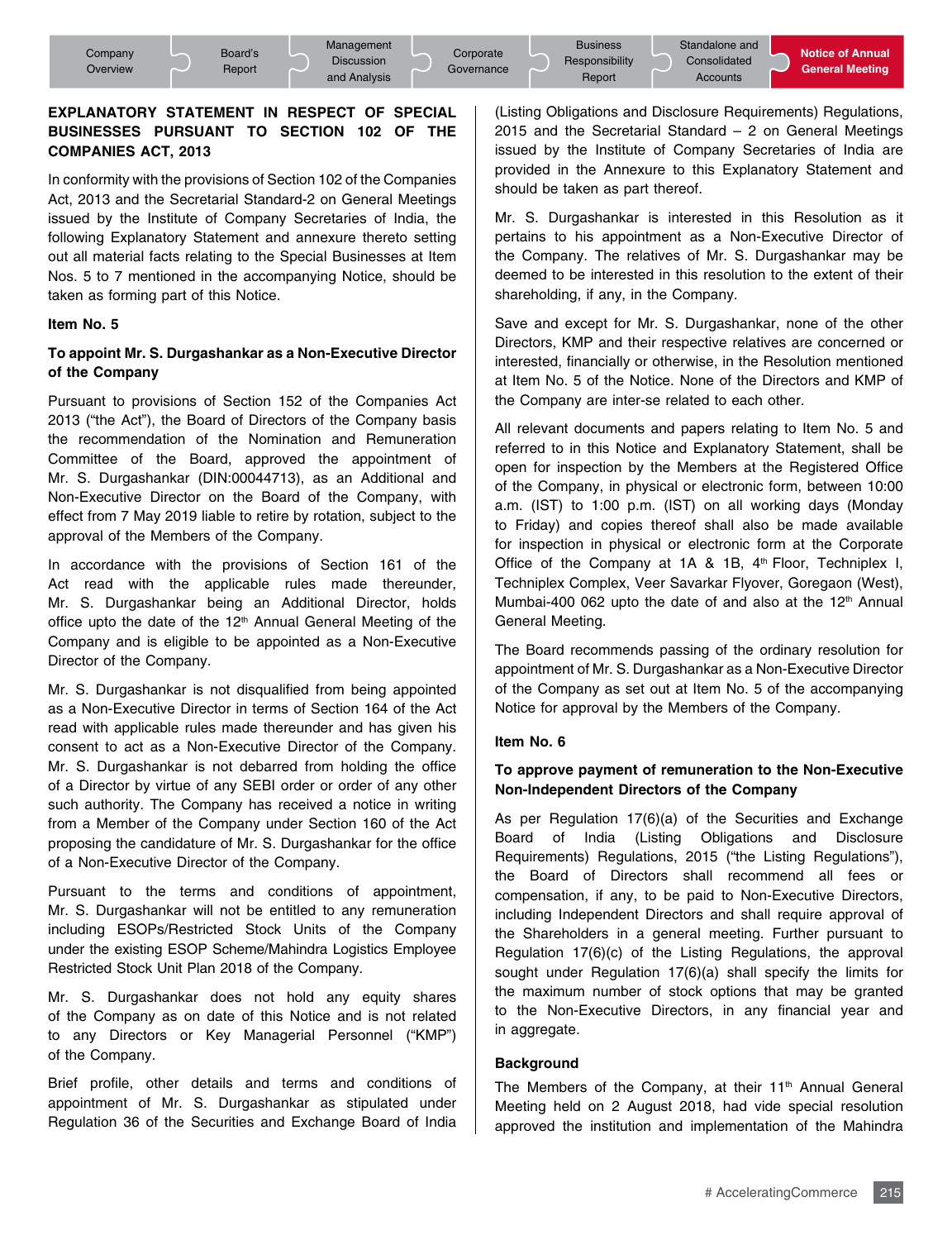## EXPLANATORY STATEMENT IN RESPECT OF SPECIAL BUSINESSES PURSUANT TO SECTION 102 OF THE COMPANIES ACT, 2013

In conformity with the provisions of Section 102 of the Companies Act, 2013 and the Secretarial Standard-2 on General Meetings issued by the Institute of Company Secretaries of India, the following Explanatory Statement and annexure thereto setting out all material facts relating to the Special Businesses at Item Nos. 5 to 7 mentioned in the accompanying Notice, should be taken as forming part of this Notice.

**Item No. 5**

**To appoint Mr. S. Durgashankar as a Non-Executive Director of the Company**

Pursuant to provisions of Section 152 of the Companies Act 2013 ("the Act"), the Board of Directors of the Company basis the recommendation of the Nomination and Remuneration Committee of the Board, approved the appointment of Mr. S. Durgashankar (DIN:00044713), as an Additional and Non-Executive Director on the Board of the Company, with effect from 7 May 2019 liable to retire by rotation, subject to the approval of the Members of the Company.

In accordance with the provisions of Section 161 of the Act read with the applicable rules made thereunder, Mr. S. Durgashankar being an Additional Director, holds office upto the date of the 12th Annual General Meeting of the Company and is eligible to be appointed as a Non-Executive Director of the Company.

Mr. S. Durgashankar is not disqualified from being appointed as a Non-Executive Director in terms of Section 164 of the Act read with applicable rules made thereunder and has given his consent to act as a Non-Executive Director of the Company. Mr. S. Durgashankar is not debarred from holding the office of a Director by virtue of any SEBI order or order of any other such authority. The Company has received a notice in writing from a Member of the Company under Section 160 of the Act proposing the candidature of Mr. S. Durgashankar for the office of a Non-Executive Director of the Company.

Pursuant to the terms and conditions of appointment, Mr. S. Durgashankar will not be entitled to any remuneration including ESOPs/Restricted Stock Units of the Company under the existing ESOP Scheme/Mahindra Logistics Employee Restricted Stock Unit Plan 2018 of the Company.

Mr. S. Durgashankar does not hold any equity shares of the Company as on date of this Notice and is not related to any Directors or Key Managerial Personnel ("KMP") of the Company.

Brief profile, other details and terms and conditions of appointment of Mr. S. Durgashankar as stipulated under Regulation 36 of the Securities and Exchange Board of India (Listing Obligations and Disclosure Requirements) Regulations, 2015 and the Secretarial Standard – 2 on General Meetings issued by the Institute of Company Secretaries of India are provided in the Annexure to this Explanatory Statement and should be taken as part thereof.

Mr. S. Durgashankar is interested in this Resolution as it pertains to his appointment as a Non-Executive Director of the Company. The relatives of Mr. S. Durgashankar may be deemed to be interested in this resolution to the extent of their shareholding, if any, in the Company.

Save and except for Mr. S. Durgashankar, none of the other Directors, KMP and their respective relatives are concerned or interested, financially or otherwise, in the Resolution mentioned at Item No. 5 of the Notice. None of the Directors and KMP of the Company are inter-se related to each other.

All relevant documents and papers relating to Item No. 5 and referred to in this Notice and Explanatory Statement, shall be open for inspection by the Members at the Registered Office of the Company, in physical or electronic form, between 10:00 a.m. (IST) to 1:00 p.m. (IST) on all working days (Monday to Friday) and copies thereof shall also be made available for inspection in physical or electronic form at the Corporate Office of the Company at 1A & 1B, 4th Floor, Techniplex I, Techniplex Complex, Veer Savarkar Flyover, Goregaon (West), Mumbai-400 062 upto the date of and also at the 12th Annual General Meeting.

The Board recommends passing of the ordinary resolution for appointment of Mr. S. Durgashankar as a Non-Executive Director of the Company as set out at Item No. 5 of the accompanying Notice for approval by the Members of the Company.

**Item No. 6**

**To approve payment of remuneration to the Non-Executive Non-Independent Directors of the Company**

As per Regulation 17(6)(a) of the Securities and Exchange Board of India (Listing Obligations and Disclosure Requirements) Regulations, 2015 ("the Listing Regulations"), the Board of Directors shall recommend all fees or compensation, if any, to be paid to Non-Executive Directors, including Independent Directors and shall require approval of the Shareholders in a general meeting. Further pursuant to Regulation 17(6)(c) of the Listing Regulations, the approval sought under Regulation 17(6)(a) shall specify the limits for the maximum number of stock options that may be granted to the Non-Executive Directors, in any financial year and in aggregate.

**Background**

The Members of the Company, at their 11th Annual General Meeting held on 2 August 2018, had vide special resolution approved the institution and implementation of the Mahindra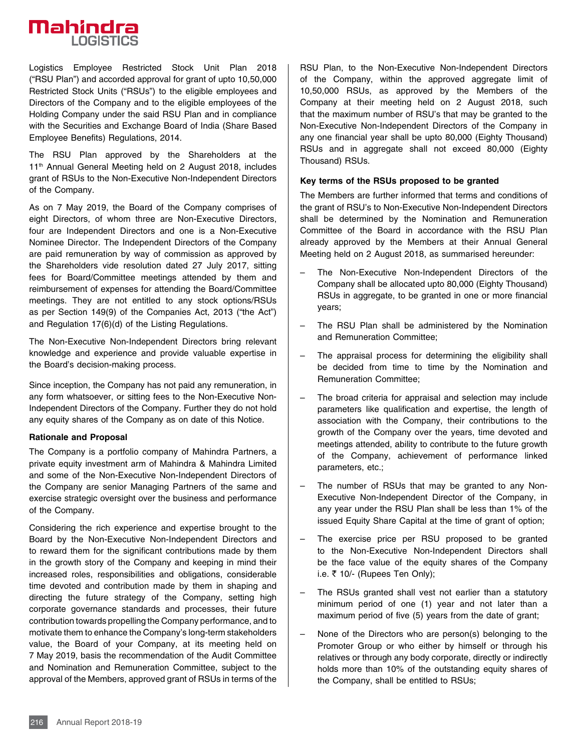Logistics Employee Restricted Stock Unit Plan 2018 ("RSU Plan") and accorded approval for grant of upto 10,50,000 Restricted Stock Units ("RSUs") to the eligible employees and Directors of the Company and to the eligible employees of the Holding Company under the said RSU Plan and in compliance with the Securities and Exchange Board of India (Share Based Employee Benefits) Regulations, 2014.

The RSU Plan approved by the Shareholders at the 11th Annual General Meeting held on 2 August 2018, includes grant of RSUs to the Non-Executive Non-Independent Directors of the Company.

As on 7 May 2019, the Board of the Company comprises of eight Directors, of whom three are Non-Executive Directors, four are Independent Directors and one is a Non-Executive Nominee Director. The Independent Directors of the Company are paid remuneration by way of commission as approved by the Shareholders vide resolution dated 27 July 2017, sitting fees for Board/Committee meetings attended by them and reimbursement of expenses for attending the Board/Committee meetings. They are not entitled to any stock options/RSUs as per Section 149(9) of the Companies Act, 2013 ("the Act") and Regulation 17(6)(d) of the Listing Regulations.

The Non-Executive Non-Independent Directors bring relevant knowledge and experience and provide valuable expertise in the Board's decision-making process.

Since inception, the Company has not paid any remuneration, in any form whatsoever, or sitting fees to the Non-Executive Non-Independent Directors of the Company. Further they do not hold any equity shares of the Company as on date of this Notice.

**Rationale and Proposal**

The Company is a portfolio company of Mahindra Partners, a private equity investment arm of Mahindra & Mahindra Limited and some of the Non-Executive Non-Independent Directors of the Company are senior Managing Partners of the same and exercise strategic oversight over the business and performance of the Company.

Considering the rich experience and expertise brought to the Board by the Non-Executive Non-Independent Directors and to reward them for the significant contributions made by them in the growth story of the Company and keeping in mind their increased roles, responsibilities and obligations, considerable time devoted and contribution made by them in shaping and directing the future strategy of the Company, setting high corporate governance standards and processes, their future contribution towards propelling the Company performance, and to motivate them to enhance the Company's long-term stakeholders value, the Board of your Company, at its meeting held on 7 May 2019, basis the recommendation of the Audit Committee and Nomination and Remuneration Committee, subject to the approval of the Members, approved grant of RSUs in terms of the RSU Plan, to the Non-Executive Non-Independent Directors of the Company, within the approved aggregate limit of 10,50,000 RSUs, as approved by the Members of the Company at their meeting held on 2 August 2018, such that the maximum number of RSU's that may be granted to the Non-Executive Non-Independent Directors of the Company in any one financial year shall be upto 80,000 (Eighty Thousand) RSUs and in aggregate shall not exceed 80,000 (Eighty Thousand) RSUs.

**Key terms of the RSUs proposed to be granted**

The Members are further informed that terms and conditions of the grant of RSU's to Non-Executive Non-Independent Directors shall be determined by the Nomination and Remuneration Committee of the Board in accordance with the RSU Plan already approved by the Members at their Annual General Meeting held on 2 August 2018, as summarised hereunder:

- The Non-Executive Non-Independent Directors of the Company shall be allocated upto 80,000 (Eighty Thousand) RSUs in aggregate, to be granted in one or more financial years;
- The RSU Plan shall be administered by the Nomination and Remuneration Committee;
- The appraisal process for determining the eligibility shall be decided from time to time by the Nomination and Remuneration Committee;
- The broad criteria for appraisal and selection may include parameters like qualification and expertise, the length of association with the Company, their contributions to the growth of the Company over the years, time devoted and meetings attended, ability to contribute to the future growth of the Company, achievement of performance linked parameters, etc.;
- The number of RSUs that may be granted to any Non-Executive Non-Independent Director of the Company, in any year under the RSU Plan shall be less than 1% of the issued Equity Share Capital at the time of grant of option;
- The exercise price per RSU proposed to be granted to the Non-Executive Non-Independent Directors shall be the face value of the equity shares of the Company i.e. ₹ 10/- (Rupees Ten Only);
- The RSUs granted shall vest not earlier than a statutory minimum period of one (1) year and not later than a maximum period of five (5) years from the date of grant;
- None of the Directors who are person(s) belonging to the Promoter Group or who either by himself or through his relatives or through any body corporate, directly or indirectly holds more than 10% of the outstanding equity shares of the Company, shall be entitled to RSUs;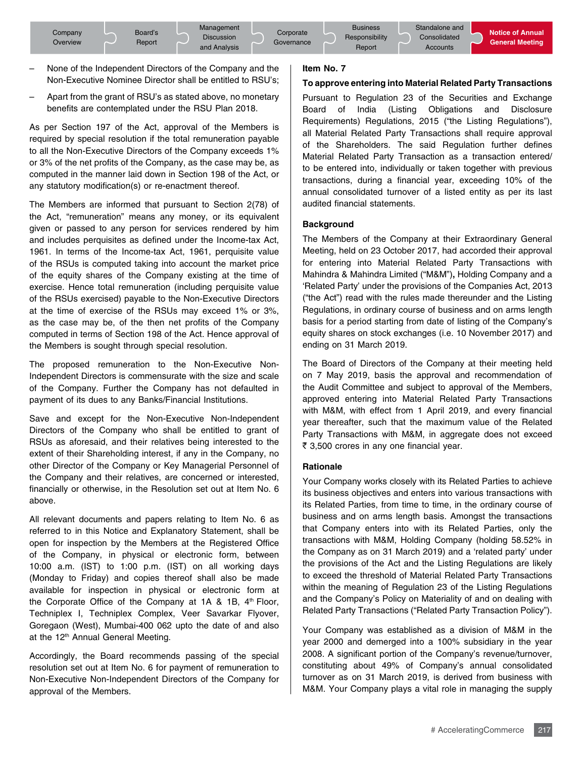- None of the Independent Directors of the Company and the Non-Executive Nominee Director shall be entitled to RSU's;
- Apart from the grant of RSU's as stated above, no monetary benefits are contemplated under the RSU Plan 2018.

As per Section 197 of the Act, approval of the Members is required by special resolution if the total remuneration payable to all the Non-Executive Directors of the Company exceeds 1% or 3% of the net profits of the Company, as the case may be, as computed in the manner laid down in Section 198 of the Act, or any statutory modification(s) or re-enactment thereof.

The Members are informed that pursuant to Section 2(78) of the Act, "remuneration" means any money, or its equivalent given or passed to any person for services rendered by him and includes perquisites as defined under the Income-tax Act, 1961. In terms of the Income-tax Act, 1961, perquisite value of the RSUs is computed taking into account the market price of the equity shares of the Company existing at the time of exercise. Hence total remuneration (including perquisite value of the RSUs exercised) payable to the Non-Executive Directors at the time of exercise of the RSUs may exceed 1% or 3%, as the case may be, of the then net profits of the Company computed in terms of Section 198 of the Act. Hence approval of the Members is sought through special resolution.

The proposed remuneration to the Non-Executive Non-Independent Directors is commensurate with the size and scale of the Company. Further the Company has not defaulted in payment of its dues to any Banks/Financial Institutions.

Save and except for the Non-Executive Non-Independent Directors of the Company who shall be entitled to grant of RSUs as aforesaid, and their relatives being interested to the extent of their Shareholding interest, if any in the Company, no other Director of the Company or Key Managerial Personnel of the Company and their relatives, are concerned or interested, financially or otherwise, in the Resolution set out at Item No. 6 above.

All relevant documents and papers relating to Item No. 6 as referred to in this Notice and Explanatory Statement, shall be open for inspection by the Members at the Registered Office of the Company, in physical or electronic form, between 10:00 a.m. (IST) to 1:00 p.m. (IST) on all working days (Monday to Friday) and copies thereof shall also be made available for inspection in physical or electronic form at the Corporate Office of the Company at 1A & 1B, 4th Floor, Techniplex I, Techniplex Complex, Veer Savarkar Flyover, Goregaon (West), Mumbai-400 062 upto the date of and also at the 12th Annual General Meeting.

Accordingly, the Board recommends passing of the special resolution set out at Item No. 6 for payment of remuneration to Non-Executive Non-Independent Directors of the Company for approval of the Members.

**Item No. 7**

**To approve entering into Material Related Party Transactions**

Pursuant to Regulation 23 of the Securities and Exchange Board of India (Listing Obligations and Disclosure Requirements) Regulations, 2015 ("the Listing Regulations"), all Material Related Party Transactions shall require approval of the Shareholders. The said Regulation further defines Material Related Party Transaction as a transaction entered/ to be entered into, individually or taken together with previous transactions, during a financial year, exceeding 10% of the annual consolidated turnover of a listed entity as per its last audited financial statements.

**Background**

The Members of the Company at their Extraordinary General Meeting, held on 23 October 2017, had accorded their approval for entering into Material Related Party Transactions with Mahindra & Mahindra Limited ("M&M"), Holding Company and a 'Related Party' under the provisions of the Companies Act, 2013 ("the Act") read with the rules made thereunder and the Listing Regulations, in ordinary course of business and on arms length basis for a period starting from date of listing of the Company's equity shares on stock exchanges (i.e. 10 November 2017) and ending on 31 March 2019.

The Board of Directors of the Company at their meeting held on 7 May 2019, basis the approval and recommendation of the Audit Committee and subject to approval of the Members, approved entering into Material Related Party Transactions with M&M, with effect from 1 April 2019, and every financial year thereafter, such that the maximum value of the Related Party Transactions with M&M, in aggregate does not exceed ₹ 3,500 crores in any one financial year.

**Rationale**

Your Company works closely with its Related Parties to achieve its business objectives and enters into various transactions with its Related Parties, from time to time, in the ordinary course of business and on arms length basis. Amongst the transactions that Company enters into with its Related Parties, only the transactions with M&M, Holding Company (holding 58.52% in the Company as on 31 March 2019) and a 'related party' under the provisions of the Act and the Listing Regulations are likely to exceed the threshold of Material Related Party Transactions within the meaning of Regulation 23 of the Listing Regulations and the Company's Policy on Materiality of and on dealing with Related Party Transactions ("Related Party Transaction Policy").

Your Company was established as a division of M&M in the year 2000 and demerged into a 100% subsidiary in the year 2008. A significant portion of the Company's revenue/turnover, constituting about 49% of Company's annual consolidated turnover as on 31 March 2019, is derived from business with M&M. Your Company plays a vital role in managing the supply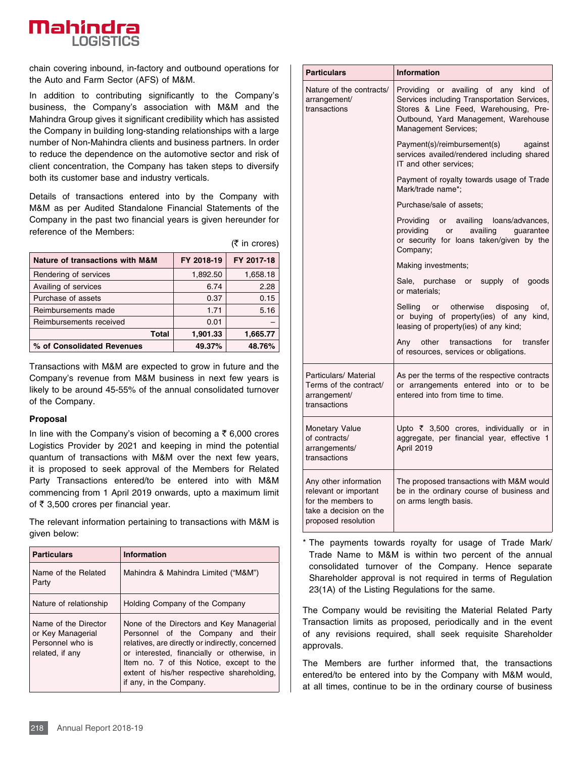chain covering inbound, in-factory and outbound operations for the Auto and Farm Sector (AFS) of M&M.

In addition to contributing significantly to the Company's business, the Company's association with M&M and the Mahindra Group gives it significant credibility which has assisted the Company in building long-standing relationships with a large number of Non-Mahindra clients and business partners. In order to reduce the dependence on the automotive sector and risk of client concentration, the Company has taken steps to diversify both its customer base and industry verticals.

Details of transactions entered into by the Company with M&M as per Audited Standalone Financial Statements of the Company in the past two financial years is given hereunder for reference of the Members:

(₹ in crores)

| Nature of transactions with M&M | FY 2018-19 | FY 2017-18 |
|---|---|---|
| Rendering of services | 1,892.50 | 1,658.18 |
| Availing of services | 6.74 | 2.28 |
| Purchase of assets | 0.37 | 0.15 |
| Reimbursements made | 1.71 | 5.16 |
| Reimbursements received | 0.01 | – |
| **Total** | **1,901.33** | **1,665.77** |
| **% of Consolidated Revenues** | **49.37%** | **48.76%** |

Transactions with M&M are expected to grow in future and the Company's revenue from M&M business in next few years is likely to be around 45-55% of the annual consolidated turnover of the Company.

**Proposal**

In line with the Company's vision of becoming a ₹ 6,000 crores Logistics Provider by 2021 and keeping in mind the potential quantum of transactions with M&M over the next few years, it is proposed to seek approval of the Members for Related Party Transactions entered/to be entered into with M&M commencing from 1 April 2019 onwards, upto a maximum limit of ₹ 3,500 crores per financial year.

The relevant information pertaining to transactions with M&M is given below:

| Particulars | Information |
|---|---|
| Name of the Related Party | Mahindra & Mahindra Limited ("M&M") |
| Nature of relationship | Holding Company of the Company |
| Name of the Director or Key Managerial Personnel who is related, if any | None of the Directors and Key Managerial Personnel of the Company and their relatives, are directly or indirectly, concerned or interested, financially or otherwise, in Item no. 7 of this Notice, except to the extent of his/her respective shareholding, if any, in the Company. |
| Nature of the contracts/ arrangement/ transactions | Providing or availing of any kind of Services including Transportation Services, Stores & Line Feed, Warehousing, Pre-Outbound, Yard Management, Warehouse Management Services;<br><br>Payment(s)/reimbursement(s) against services availed/rendered including shared IT and other services;<br><br>Payment of royalty towards usage of Trade Mark/trade name*;<br><br>Purchase/sale of assets;<br><br>Providing or availing loans/advances, providing or availing guarantee or security for loans taken/given by the Company;<br><br>Making investments;<br><br>Sale, purchase or supply of goods or materials;<br><br>Selling or otherwise disposing of, or buying of property(ies) of any kind, leasing of property(ies) of any kind;<br><br>Any other transactions for transfer of resources, services or obligations. |
| Particulars/ Material Terms of the contract/ arrangement/ transactions | As per the terms of the respective contracts or arrangements entered into or to be entered into from time to time. |
| Monetary Value of contracts/ arrangements/ transactions | Upto ₹ 3,500 crores, individually or in aggregate, per financial year, effective 1 April 2019 |
| Any other information relevant or important for the members to take a decision on the proposed resolution | The proposed transactions with M&M would be in the ordinary course of business and on arms length basis. |

\* The payments towards royalty for usage of Trade Mark/ Trade Name to M&M is within two percent of the annual consolidated turnover of the Company. Hence separate Shareholder approval is not required in terms of Regulation 23(1A) of the Listing Regulations for the same.

The Company would be revisiting the Material Related Party Transaction limits as proposed, periodically and in the event of any revisions required, shall seek requisite Shareholder approvals.

The Members are further informed that, the transactions entered/to be entered into by the Company with M&M would, at all times, continue to be in the ordinary course of business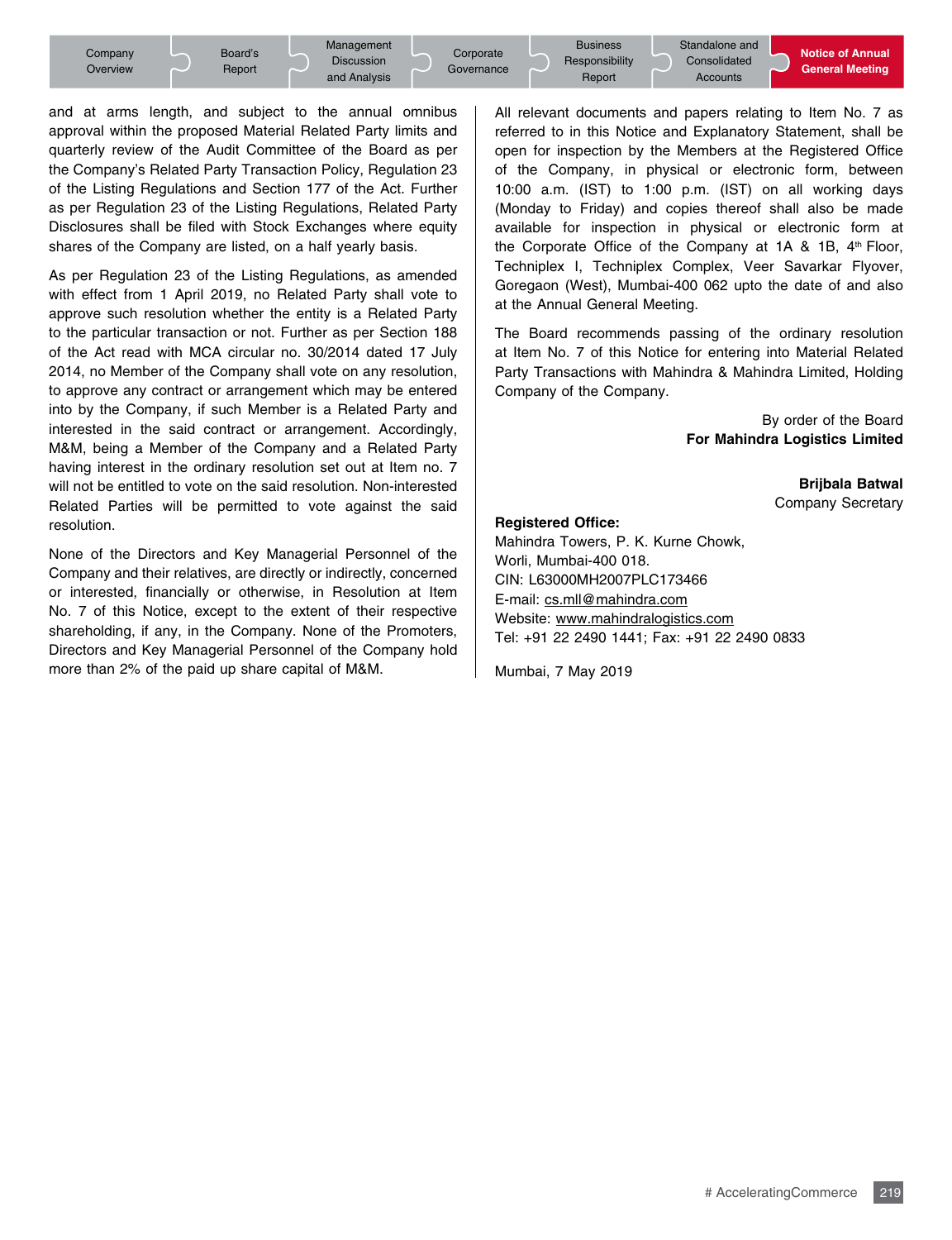and at arms length, and subject to the annual omnibus approval within the proposed Material Related Party limits and quarterly review of the Audit Committee of the Board as per the Company's Related Party Transaction Policy, Regulation 23 of the Listing Regulations and Section 177 of the Act. Further as per Regulation 23 of the Listing Regulations, Related Party Disclosures shall be filed with Stock Exchanges where equity shares of the Company are listed, on a half yearly basis.

As per Regulation 23 of the Listing Regulations, as amended with effect from 1 April 2019, no Related Party shall vote to approve such resolution whether the entity is a Related Party to the particular transaction or not. Further as per Section 188 of the Act read with MCA circular no. 30/2014 dated 17 July 2014, no Member of the Company shall vote on any resolution, to approve any contract or arrangement which may be entered into by the Company, if such Member is a Related Party and interested in the said contract or arrangement. Accordingly, M&M, being a Member of the Company and a Related Party having interest in the ordinary resolution set out at Item no. 7 will not be entitled to vote on the said resolution. Non-interested Related Parties will be permitted to vote against the said resolution.

None of the Directors and Key Managerial Personnel of the Company and their relatives, are directly or indirectly, concerned or interested, financially or otherwise, in Resolution at Item No. 7 of this Notice, except to the extent of their respective shareholding, if any, in the Company. None of the Promoters, Directors and Key Managerial Personnel of the Company hold more than 2% of the paid up share capital of M&M.

All relevant documents and papers relating to Item No. 7 as referred to in this Notice and Explanatory Statement, shall be open for inspection by the Members at the Registered Office of the Company, in physical or electronic form, between 10:00 a.m. (IST) to 1:00 p.m. (IST) on all working days (Monday to Friday) and copies thereof shall also be made available for inspection in physical or electronic form at the Corporate Office of the Company at 1A & 1B, 4th Floor, Techniplex I, Techniplex Complex, Veer Savarkar Flyover, Goregaon (West), Mumbai-400 062 upto the date of and also at the Annual General Meeting.

The Board recommends passing of the ordinary resolution at Item No. 7 of this Notice for entering into Material Related Party Transactions with Mahindra & Mahindra Limited, Holding Company of the Company.

By order of the Board
**For Mahindra Logistics Limited**

**Brijbala Batwal**
Company Secretary

**Registered Office:**
Mahindra Towers, P. K. Kurne Chowk,
Worli, Mumbai-400 018.
CIN: L63000MH2007PLC173466
E-mail: cs.mll@mahindra.com
Website: www.mahindralogistics.com
Tel: +91 22 2490 1441; Fax: +91 22 2490 0833

Mumbai, 7 May 2019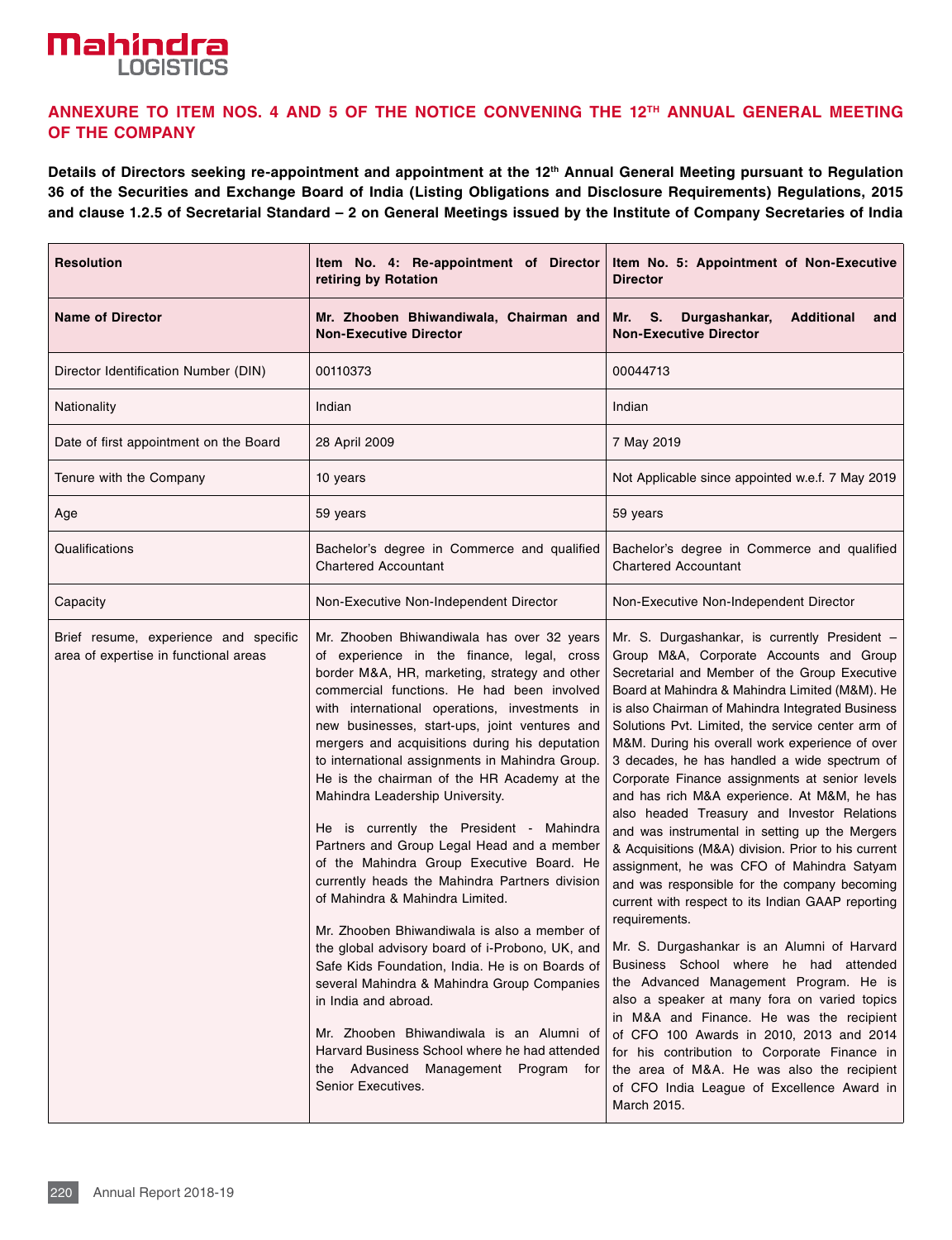## ANNEXURE TO ITEM NOS. 4 AND 5 OF THE NOTICE CONVENING THE 12TH ANNUAL GENERAL MEETING OF THE COMPANY

**Details of Directors seeking re-appointment and appointment at the 12th Annual General Meeting pursuant to Regulation 36 of the Securities and Exchange Board of India (Listing Obligations and Disclosure Requirements) Regulations, 2015 and clause 1.2.5 of Secretarial Standard – 2 on General Meetings issued by the Institute of Company Secretaries of India**

| **Resolution** | **Item No. 4: Re-appointment of Director retiring by Rotation** | **Item No. 5: Appointment of Non-Executive Director** |
|---|---|---|
| **Name of Director** | **Mr. Zhooben Bhiwandiwala, Chairman and Non-Executive Director** | **Mr. S. Durgashankar, Additional and Non-Executive Director** |
| Director Identification Number (DIN) | 00110373 | 00044713 |
| Nationality | Indian | Indian |
| Date of first appointment on the Board | 28 April 2009 | 7 May 2019 |
| Tenure with the Company | 10 years | Not Applicable since appointed w.e.f. 7 May 2019 |
| Age | 59 years | 59 years |
| Qualifications | Bachelor's degree in Commerce and qualified Chartered Accountant | Bachelor's degree in Commerce and qualified Chartered Accountant |
| Capacity | Non-Executive Non-Independent Director | Non-Executive Non-Independent Director |
| Brief resume, experience and specific area of expertise in functional areas | Mr. Zhooben Bhiwandiwala has over 32 years of experience in the finance, legal, cross border M&A, HR, marketing, strategy and other commercial functions. He had been involved with international operations, investments in new businesses, start-ups, joint ventures and mergers and acquisitions during his deputation to international assignments in Mahindra Group. He is the chairman of the HR Academy at the Mahindra Leadership University.<br><br>He is currently the President - Mahindra Partners and Group Legal Head and a member of the Mahindra Group Executive Board. He currently heads the Mahindra Partners division of Mahindra & Mahindra Limited.<br><br>Mr. Zhooben Bhiwandiwala is also a member of the global advisory board of i-Probono, UK, and Safe Kids Foundation, India. He is on Boards of several Mahindra & Mahindra Group Companies in India and abroad.<br><br>Mr. Zhooben Bhiwandiwala is an Alumni of Harvard Business School where he had attended the Advanced Management Program for Senior Executives. | Mr. S. Durgashankar, is currently President – Group M&A, Corporate Accounts and Group Secretarial and Member of the Group Executive Board at Mahindra & Mahindra Limited (M&M). He is also Chairman of Mahindra Integrated Business Solutions Pvt. Limited, the service center arm of M&M. During his overall work experience of over 3 decades, he has handled a wide spectrum of Corporate Finance assignments at senior levels and has rich M&A experience. At M&M, he has also headed Treasury and Investor Relations and was instrumental in setting up the Mergers & Acquisitions (M&A) division. Prior to his current assignment, he was CFO of Mahindra Satyam and was responsible for the company becoming current with respect to its Indian GAAP reporting requirements.<br><br>Mr. S. Durgashankar is an Alumni of Harvard Business School where he had attended the Advanced Management Program. He is also a speaker at many fora on varied topics in M&A and Finance. He was the recipient of CFO 100 Awards in 2010, 2013 and 2014 for his contribution to Corporate Finance in the area of M&A. He was also the recipient of CFO India League of Excellence Award in March 2015. |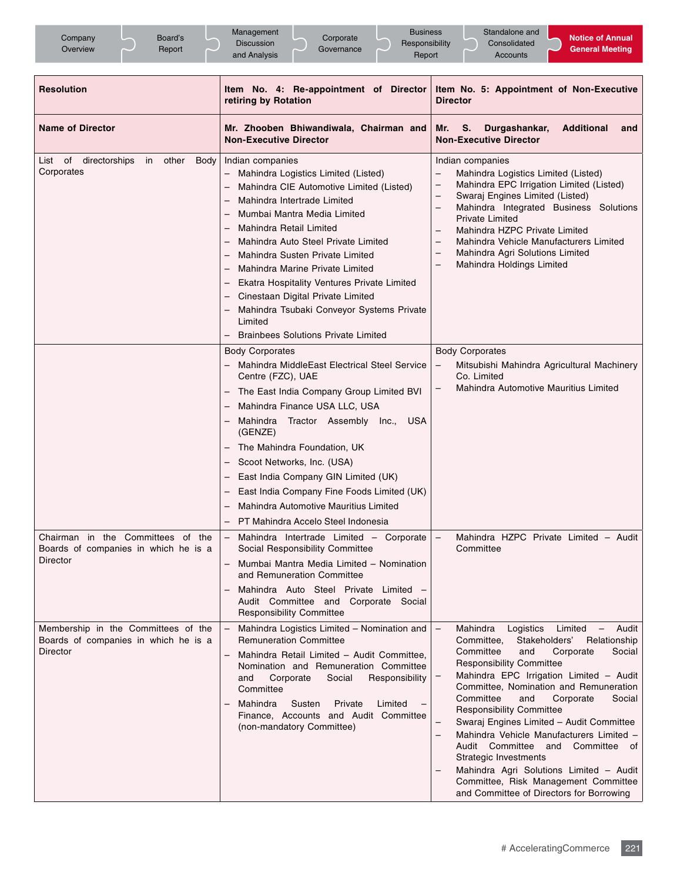| Resolution | Item No. 4: Re-appointment of Director retiring by Rotation | Item No. 5: Appointment of Non-Executive Director |
|---|---|---|
| **Name of Director** | **Mr. Zhooben Bhiwandiwala, Chairman and Non-Executive Director** | **Mr. S. Durgashankar, Additional and Non-Executive Director** |
| List of directorships in other Body Corporates | Indian companies<br>– Mahindra Logistics Limited (Listed)<br>– Mahindra CIE Automotive Limited (Listed)<br>– Mahindra Intertrade Limited<br>– Mumbai Mantra Media Limited<br>– Mahindra Retail Limited<br>– Mahindra Auto Steel Private Limited<br>– Mahindra Susten Private Limited<br>– Mahindra Marine Private Limited<br>– Ekatra Hospitality Ventures Private Limited<br>– Cinestaan Digital Private Limited<br>– Mahindra Tsubaki Conveyor Systems Private Limited<br>– Brainbees Solutions Private Limited | Indian companies<br>– Mahindra Logistics Limited (Listed)<br>– Mahindra EPC Irrigation Limited (Listed)<br>– Swaraj Engines Limited (Listed)<br>– Mahindra Integrated Business Solutions Private Limited<br>– Mahindra HZPC Private Limited<br>– Mahindra Vehicle Manufacturers Limited<br>– Mahindra Agri Solutions Limited<br>– Mahindra Holdings Limited |
| | Body Corporates<br>– Mahindra MiddleEast Electrical Steel Service Centre (FZC), UAE<br>– The East India Company Group Limited BVI<br>– Mahindra Finance USA LLC, USA<br>– Mahindra Tractor Assembly Inc., USA (GENZE)<br>– The Mahindra Foundation, UK<br>– Scoot Networks, Inc. (USA)<br>– East India Company GIN Limited (UK)<br>– East India Company Fine Foods Limited (UK)<br>– Mahindra Automotive Mauritius Limited<br>– PT Mahindra Accelo Steel Indonesia | Body Corporates<br>– Mitsubishi Mahindra Agricultural Machinery Co. Limited<br>– Mahindra Automotive Mauritius Limited |
| Chairman in the Committees of the Boards of companies in which he is a Director | – Mahindra Intertrade Limited – Corporate Social Responsibility Committee<br>– Mumbai Mantra Media Limited – Nomination and Remuneration Committee<br>– Mahindra Auto Steel Private Limited – Audit Committee and Corporate Social Responsibility Committee | – Mahindra HZPC Private Limited – Audit Committee |
| Membership in the Committees of the Boards of companies in which he is a Director | – Mahindra Logistics Limited – Nomination and Remuneration Committee<br>– Mahindra Retail Limited – Audit Committee, Nomination and Remuneration Committee and Corporate Social Responsibility Committee<br>– Mahindra Susten Private Limited – Finance, Accounts and Audit Committee (non-mandatory Committee) | – Mahindra Logistics Limited – Audit Committee, Stakeholders' Relationship Committee and Corporate Social Responsibility Committee<br>– Mahindra EPC Irrigation Limited – Audit Committee, Nomination and Remuneration Committee and Corporate Social Responsibility Committee<br>– Swaraj Engines Limited – Audit Committee<br>– Mahindra Vehicle Manufacturers Limited – Audit Committee and Committee of Strategic Investments<br>– Mahindra Agri Solutions Limited – Audit Committee, Risk Management Committee and Committee of Directors for Borrowing |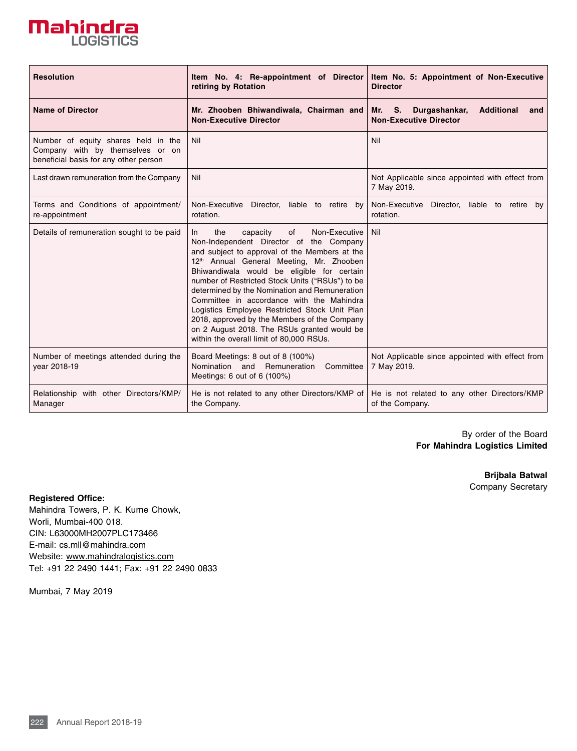| Resolution | Item No. 4: Re-appointment of Director retiring by Rotation | Item No. 5: Appointment of Non-Executive Director |
|---|---|---|
| **Name of Director** | **Mr. Zhooben Bhiwandiwala, Chairman and Non-Executive Director** | **Mr. S. Durgashankar, Additional and Non-Executive Director** |
| Number of equity shares held in the Company with by themselves or on beneficial basis for any other person | Nil | Nil |
| Last drawn remuneration from the Company | Nil | Not Applicable since appointed with effect from 7 May 2019. |
| Terms and Conditions of appointment/ re-appointment | Non-Executive Director, liable to retire by rotation. | Non-Executive Director, liable to retire by rotation. |
| Details of remuneration sought to be paid | In the capacity of Non-Executive Non-Independent Director of the Company and subject to approval of the Members at the 12th Annual General Meeting, Mr. Zhooben Bhiwandiwala would be eligible for certain number of Restricted Stock Units ("RSUs") to be determined by the Nomination and Remuneration Committee in accordance with the Mahindra Logistics Employee Restricted Stock Unit Plan 2018, approved by the Members of the Company on 2 August 2018. The RSUs granted would be within the overall limit of 80,000 RSUs. | Nil |
| Number of meetings attended during the year 2018-19 | Board Meetings: 8 out of 8 (100%)<br>Nomination and Remuneration Committee Meetings: 6 out of 6 (100%) | Not Applicable since appointed with effect from 7 May 2019. |
| Relationship with other Directors/KMP/ Manager | He is not related to any other Directors/KMP of the Company. | He is not related to any other Directors/KMP of the Company. |

By order of the Board
**For Mahindra Logistics Limited**

**Brijbala Batwal**
Company Secretary

**Registered Office:**
Mahindra Towers, P. K. Kurne Chowk,
Worli, Mumbai-400 018.
CIN: L63000MH2007PLC173466
E-mail: cs.mll@mahindra.com
Website: www.mahindralogistics.com
Tel: +91 22 2490 1441; Fax: +91 22 2490 0833

Mumbai, 7 May 2019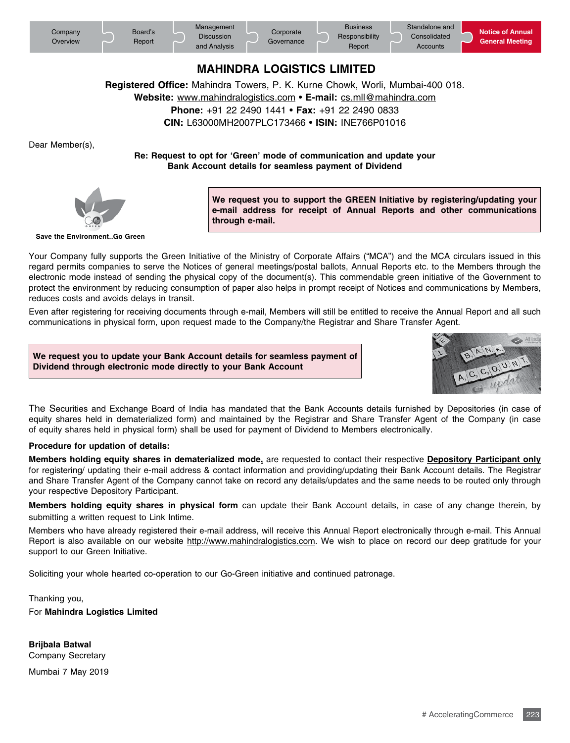# MAHINDRA LOGISTICS LIMITED

**Registered Office:** Mahindra Towers, P. K. Kurne Chowk, Worli, Mumbai-400 018.
**Website:** www.mahindralogistics.com • **E-mail:** cs.mll@mahindra.com
**Phone:** +91 22 2490 1441 • **Fax:** +91 22 2490 0833
**CIN:** L63000MH2007PLC173466 • **ISIN:** INE766P01016

Dear Member(s),

**Re: Request to opt for 'Green' mode of communication and update your Bank Account details for seamless payment of Dividend**

**Save the Environment..Go Green**

**We request you to support the GREEN Initiative by registering/updating your e-mail address for receipt of Annual Reports and other communications through e-mail.**

Your Company fully supports the Green Initiative of the Ministry of Corporate Affairs ("MCA") and the MCA circulars issued in this regard permits companies to serve the Notices of general meetings/postal ballots, Annual Reports etc. to the Members through the electronic mode instead of sending the physical copy of the document(s). This commendable green initiative of the Government to protect the environment by reducing consumption of paper also helps in prompt receipt of Notices and communications by Members, reduces costs and avoids delays in transit.

Even after registering for receiving documents through e-mail, Members will still be entitled to receive the Annual Report and all such communications in physical form, upon request made to the Company/the Registrar and Share Transfer Agent.

**We request you to update your Bank Account details for seamless payment of Dividend through electronic mode directly to your Bank Account**

The Securities and Exchange Board of India has mandated that the Bank Accounts details furnished by Depositories (in case of equity shares held in dematerialized form) and maintained by the Registrar and Share Transfer Agent of the Company (in case of equity shares held in physical form) shall be used for payment of Dividend to Members electronically.

**Procedure for updation of details:**

**Members holding equity shares in dematerialized mode,** are requested to contact their respective **Depository Participant only** for registering/ updating their e-mail address & contact information and providing/updating their Bank Account details. The Registrar and Share Transfer Agent of the Company cannot take on record any details/updates and the same needs to be routed only through your respective Depository Participant.

**Members holding equity shares in physical form** can update their Bank Account details, in case of any change therein, by submitting a written request to Link Intime.

Members who have already registered their e-mail address, will receive this Annual Report electronically through e-mail. This Annual Report is also available on our website http://www.mahindralogistics.com. We wish to place on record our deep gratitude for your support to our Green Initiative.

Soliciting your whole hearted co-operation to our Go-Green initiative and continued patronage.

Thanking you,
For **Mahindra Logistics Limited**

**Brijbala Batwal**
Company Secretary

Mumbai 7 May 2019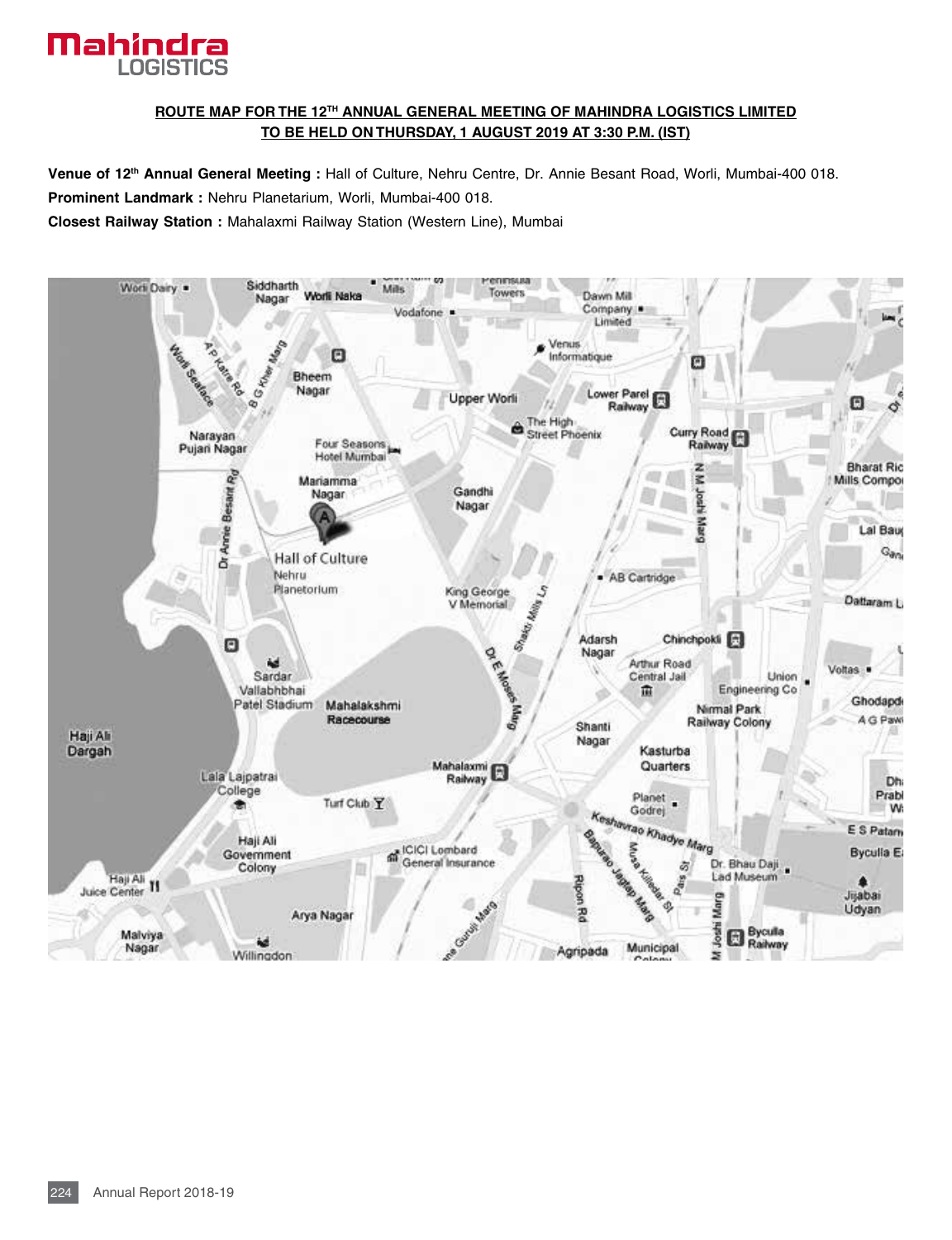# ROUTE MAP FOR THE 12[TH] ANNUAL GENERAL MEETING OF MAHINDRA LOGISTICS LIMITED TO BE HELD ON THURSDAY, 1 AUGUST 2019 AT 3:30 P.M. (IST)

**Venue of 12th Annual General Meeting :** Hall of Culture, Nehru Centre, Dr. Annie Besant Road, Worli, Mumbai-400 018.

**Prominent Landmark :** Nehru Planetarium, Worli, Mumbai-400 018.

**Closest Railway Station :** Mahalaxmi Railway Station (Western Line), Mumbai